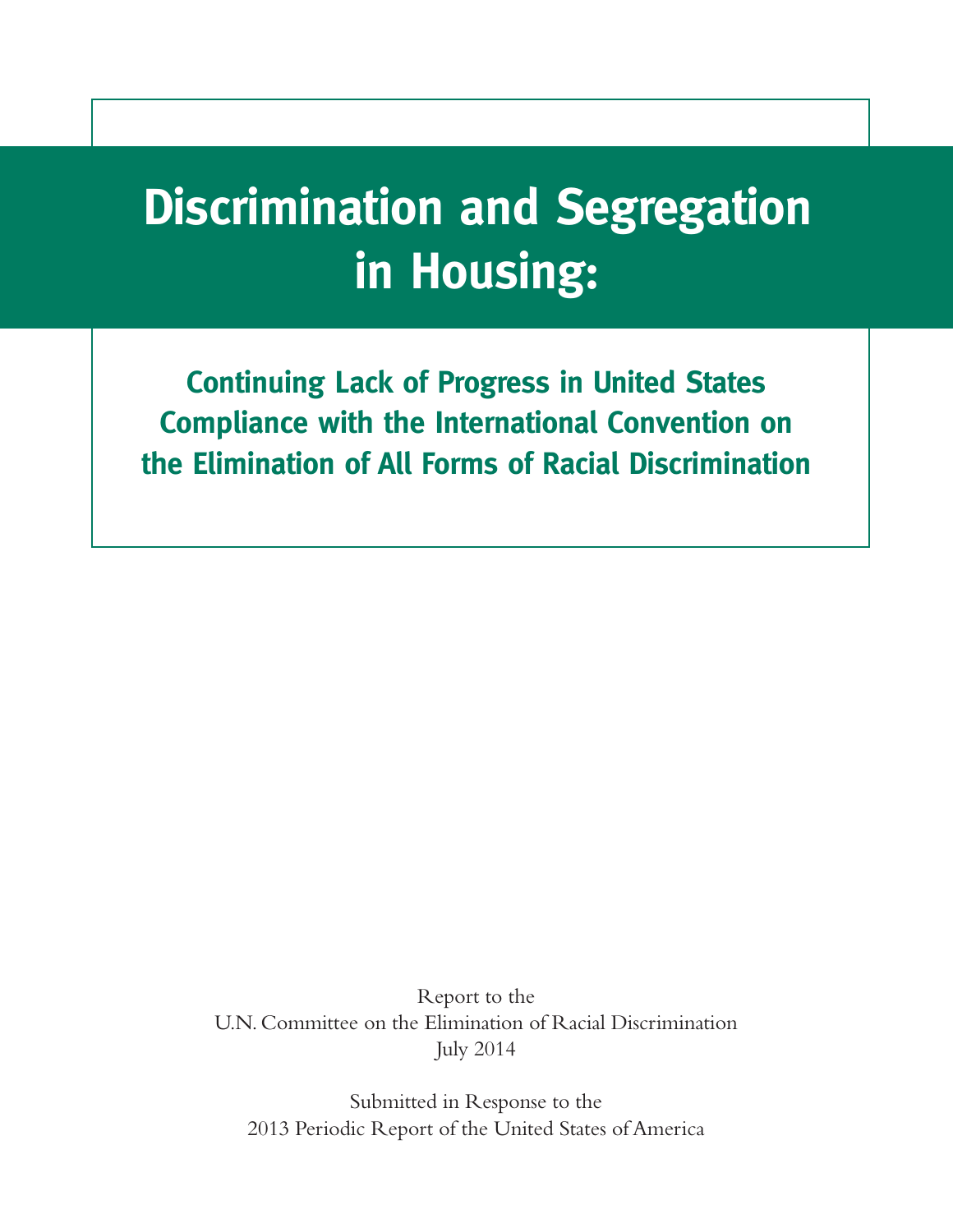# Discrimination and Segregation in Housing:

## Continuing Lack of Progress in United States Compliance with the International Convention on the Elimination of All Forms of Racial Discrimination

Report to the
U.N. Committee on the Elimination of Racial Discrimination
July 2014

Submitted in Response to the
2013 Periodic Report of the United States of America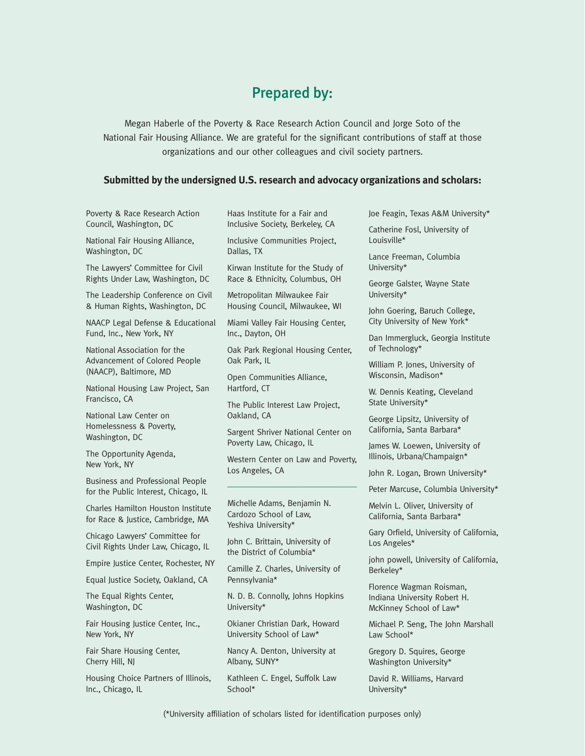## Prepared by:

Megan Haberle of the Poverty & Race Research Action Council and Jorge Soto of the National Fair Housing Alliance. We are grateful for the significant contributions of staff at those organizations and our other colleagues and civil society partners.

**Submitted by the undersigned U.S. research and advocacy organizations and scholars:**

Poverty & Race Research Action Council, Washington, DC

National Fair Housing Alliance, Washington, DC

The Lawyers' Committee for Civil Rights Under Law, Washington, DC

The Leadership Conference on Civil & Human Rights, Washington, DC

NAACP Legal Defense & Educational Fund, Inc., New York, NY

National Association for the Advancement of Colored People (NAACP), Baltimore, MD

National Housing Law Project, San Francisco, CA

National Law Center on Homelessness & Poverty, Washington, DC

The Opportunity Agenda, New York, NY

Business and Professional People for the Public Interest, Chicago, IL

Charles Hamilton Houston Institute for Race & Justice, Cambridge, MA

Chicago Lawyers' Committee for Civil Rights Under Law, Chicago, IL

Empire Justice Center, Rochester, NY

Equal Justice Society, Oakland, CA

The Equal Rights Center, Washington, DC

Fair Housing Justice Center, Inc., New York, NY

Fair Share Housing Center, Cherry Hill, NJ

Housing Choice Partners of Illinois, Inc., Chicago, IL

Haas Institute for a Fair and Inclusive Society, Berkeley, CA

Inclusive Communities Project, Dallas, TX

Kirwan Institute for the Study of Race & Ethnicity, Columbus, OH

Metropolitan Milwaukee Fair Housing Council, Milwaukee, WI

Miami Valley Fair Housing Center, Inc., Dayton, OH

Oak Park Regional Housing Center, Oak Park, IL

Open Communities Alliance, Hartford, CT

The Public Interest Law Project, Oakland, CA

Sargent Shriver National Center on Poverty Law, Chicago, IL

Western Center on Law and Poverty, Los Angeles, CA

---

Michelle Adams, Benjamin N. Cardozo School of Law, Yeshiva University*

John C. Brittain, University of the District of Columbia*

Camille Z. Charles, University of Pennsylvania*

N. D. B. Connolly, Johns Hopkins University*

Okianer Christian Dark, Howard University School of Law*

Nancy A. Denton, University at Albany, SUNY*

Kathleen C. Engel, Suffolk Law School*

Joe Feagin, Texas A&M University*

Catherine Fosl, University of Louisville*

Lance Freeman, Columbia University*

George Galster, Wayne State University*

John Goering, Baruch College, City University of New York*

Dan Immergluck, Georgia Institute of Technology*

William P. Jones, University of Wisconsin, Madison*

W. Dennis Keating, Cleveland State University*

George Lipsitz, University of California, Santa Barbara*

James W. Loewen, University of Illinois, Urbana/Champaign*

John R. Logan, Brown University*

Peter Marcuse, Columbia University*

Melvin L. Oliver, University of California, Santa Barbara*

Gary Orfield, University of California, Los Angeles*

john powell, University of California, Berkeley*

Florence Wagman Roisman, Indiana University Robert H. McKinney School of Law*

Michael P. Seng, The John Marshall Law School*

Gregory D. Squires, George Washington University*

David R. Williams, Harvard University*

(*University affiliation of scholars listed for identification purposes only)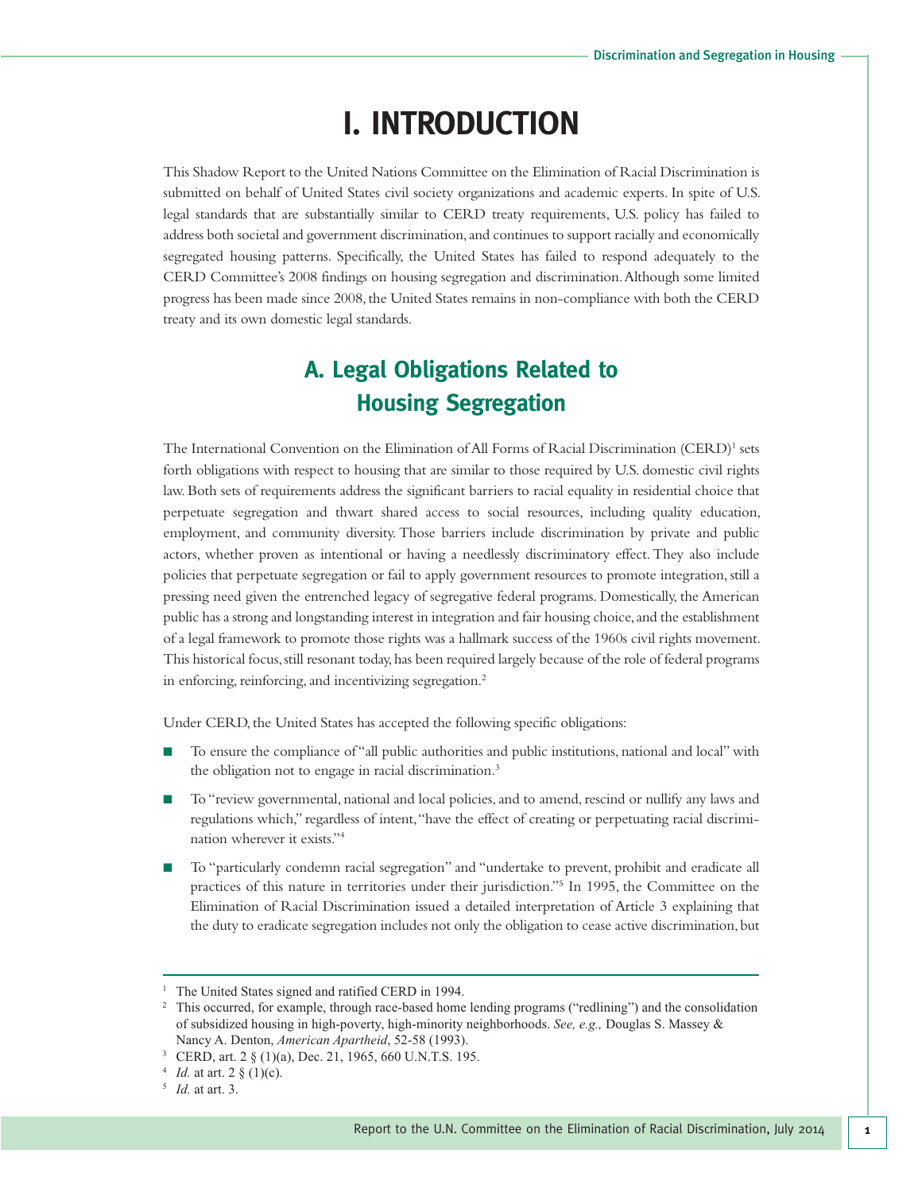# I. INTRODUCTION

This Shadow Report to the United Nations Committee on the Elimination of Racial Discrimination is submitted on behalf of United States civil society organizations and academic experts. In spite of U.S. legal standards that are substantially similar to CERD treaty requirements, U.S. policy has failed to address both societal and government discrimination, and continues to support racially and economically segregated housing patterns. Specifically, the United States has failed to respond adequately to the CERD Committee's 2008 findings on housing segregation and discrimination. Although some limited progress has been made since 2008, the United States remains in non-compliance with both the CERD treaty and its own domestic legal standards.

## A. Legal Obligations Related to Housing Segregation

The International Convention on the Elimination of All Forms of Racial Discrimination (CERD)[1] sets forth obligations with respect to housing that are similar to those required by U.S. domestic civil rights law. Both sets of requirements address the significant barriers to racial equality in residential choice that perpetuate segregation and thwart shared access to social resources, including quality education, employment, and community diversity. Those barriers include discrimination by private and public actors, whether proven as intentional or having a needlessly discriminatory effect. They also include policies that perpetuate segregation or fail to apply government resources to promote integration, still a pressing need given the entrenched legacy of segregative federal programs. Domestically, the American public has a strong and longstanding interest in integration and fair housing choice, and the establishment of a legal framework to promote those rights was a hallmark success of the 1960s civil rights movement. This historical focus, still resonant today, has been required largely because of the role of federal programs in enforcing, reinforcing, and incentivizing segregation.[2]

Under CERD, the United States has accepted the following specific obligations:

- To ensure the compliance of "all public authorities and public institutions, national and local" with the obligation not to engage in racial discrimination.[3]
- To "review governmental, national and local policies, and to amend, rescind or nullify any laws and regulations which," regardless of intent, "have the effect of creating or perpetuating racial discrimination wherever it exists."[4]
- To "particularly condemn racial segregation" and "undertake to prevent, prohibit and eradicate all practices of this nature in territories under their jurisdiction."[5] In 1995, the Committee on the Elimination of Racial Discrimination issued a detailed interpretation of Article 3 explaining that the duty to eradicate segregation includes not only the obligation to cease active discrimination, but

---

[1] The United States signed and ratified CERD in 1994.

[2] This occurred, for example, through race-based home lending programs ("redlining") and the consolidation of subsidized housing in high-poverty, high-minority neighborhoods. *See, e.g.,* Douglas S. Massey & Nancy A. Denton, *American Apartheid*, 52-58 (1993).

[3] CERD, art. 2 § (1)(a), Dec. 21, 1965, 660 U.N.T.S. 195.

[4] *Id.* at art. 2 § (1)(c).

[5] *Id.* at art. 3.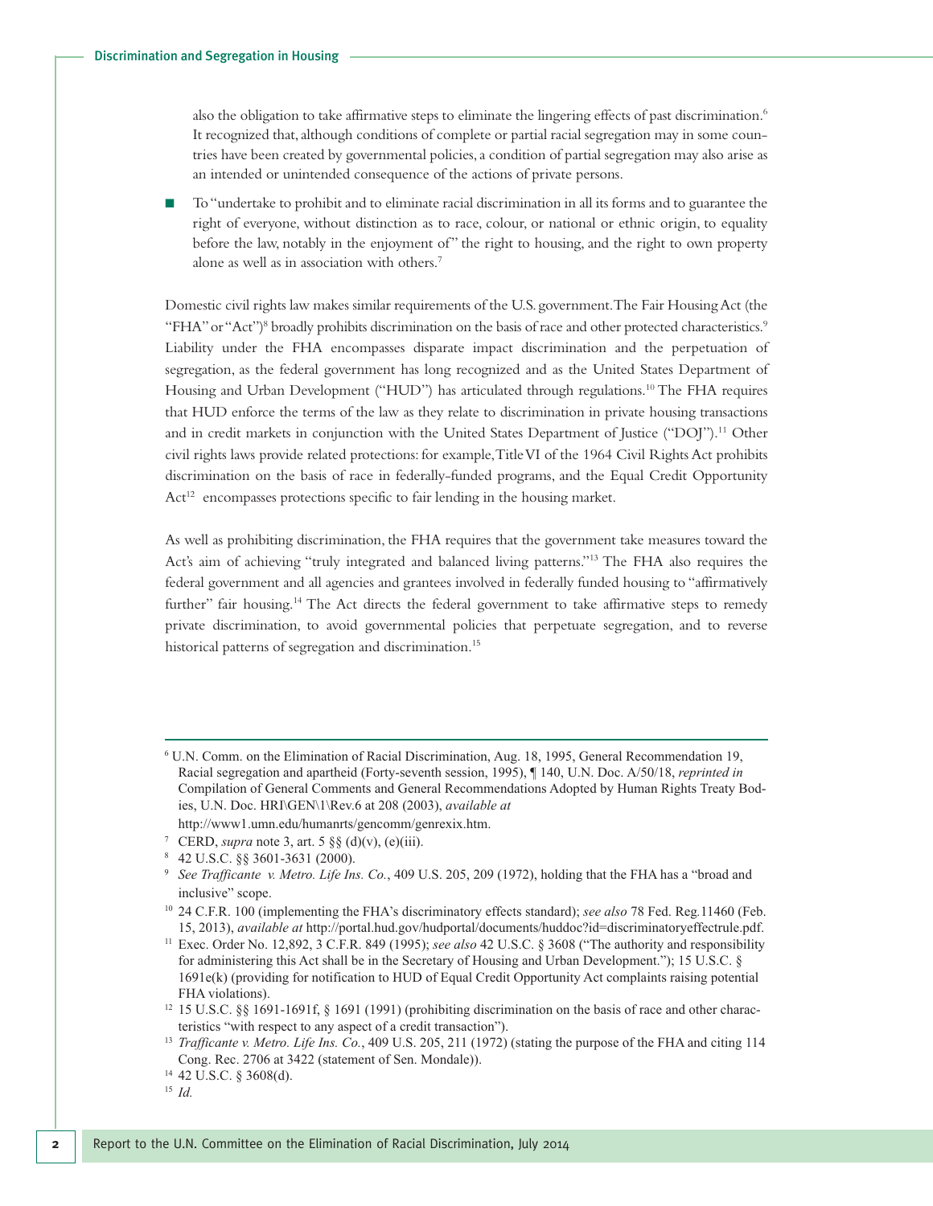also the obligation to take affirmative steps to eliminate the lingering effects of past discrimination.[6] It recognized that, although conditions of complete or partial racial segregation may in some countries have been created by governmental policies, a condition of partial segregation may also arise as an intended or unintended consequence of the actions of private persons.

- To "undertake to prohibit and to eliminate racial discrimination in all its forms and to guarantee the right of everyone, without distinction as to race, colour, or national or ethnic origin, to equality before the law, notably in the enjoyment of" the right to housing, and the right to own property alone as well as in association with others.[7]

Domestic civil rights law makes similar requirements of the U.S. government. The Fair Housing Act (the "FHA" or "Act")[8] broadly prohibits discrimination on the basis of race and other protected characteristics.[9] Liability under the FHA encompasses disparate impact discrimination and the perpetuation of segregation, as the federal government has long recognized and as the United States Department of Housing and Urban Development ("HUD") has articulated through regulations.[10] The FHA requires that HUD enforce the terms of the law as they relate to discrimination in private housing transactions and in credit markets in conjunction with the United States Department of Justice ("DOJ").[11] Other civil rights laws provide related protections: for example, Title VI of the 1964 Civil Rights Act prohibits discrimination on the basis of race in federally-funded programs, and the Equal Credit Opportunity Act[12] encompasses protections specific to fair lending in the housing market.

As well as prohibiting discrimination, the FHA requires that the government take measures toward the Act's aim of achieving "truly integrated and balanced living patterns."[13] The FHA also requires the federal government and all agencies and grantees involved in federally funded housing to "affirmatively further" fair housing.[14] The Act directs the federal government to take affirmative steps to remedy private discrimination, to avoid governmental policies that perpetuate segregation, and to reverse historical patterns of segregation and discrimination.[15]

---

[6] U.N. Comm. on the Elimination of Racial Discrimination, Aug. 18, 1995, General Recommendation 19, Racial segregation and apartheid (Forty-seventh session, 1995), ¶ 140, U.N. Doc. A/50/18, *reprinted in* Compilation of General Comments and General Recommendations Adopted by Human Rights Treaty Bodies, U.N. Doc. HRI\GEN\1\Rev.6 at 208 (2003), *available at* http://www1.umn.edu/humanrts/gencomm/genrexix.htm.

[7] CERD, *supra* note 3, art. 5 §§ (d)(v), (e)(iii).

[8] 42 U.S.C. §§ 3601-3631 (2000).

[9] *See Trafficante v. Metro. Life Ins. Co.*, 409 U.S. 205, 209 (1972), holding that the FHA has a "broad and inclusive" scope.

[10] 24 C.F.R. 100 (implementing the FHA's discriminatory effects standard); *see also* 78 Fed. Reg.11460 (Feb. 15, 2013), *available at* http://portal.hud.gov/hudportal/documents/huddoc?id=discriminatoryeffectrule.pdf.

[11] Exec. Order No. 12,892, 3 C.F.R. 849 (1995); *see also* 42 U.S.C. § 3608 ("The authority and responsibility for administering this Act shall be in the Secretary of Housing and Urban Development."); 15 U.S.C. § 1691e(k) (providing for notification to HUD of Equal Credit Opportunity Act complaints raising potential FHA violations).

[12] 15 U.S.C. §§ 1691-1691f, § 1691 (1991) (prohibiting discrimination on the basis of race and other characteristics "with respect to any aspect of a credit transaction").

[13] *Trafficante v. Metro. Life Ins. Co.*, 409 U.S. 205, 211 (1972) (stating the purpose of the FHA and citing 114 Cong. Rec. 2706 at 3422 (statement of Sen. Mondale)).

[14] 42 U.S.C. § 3608(d).

[15] *Id.*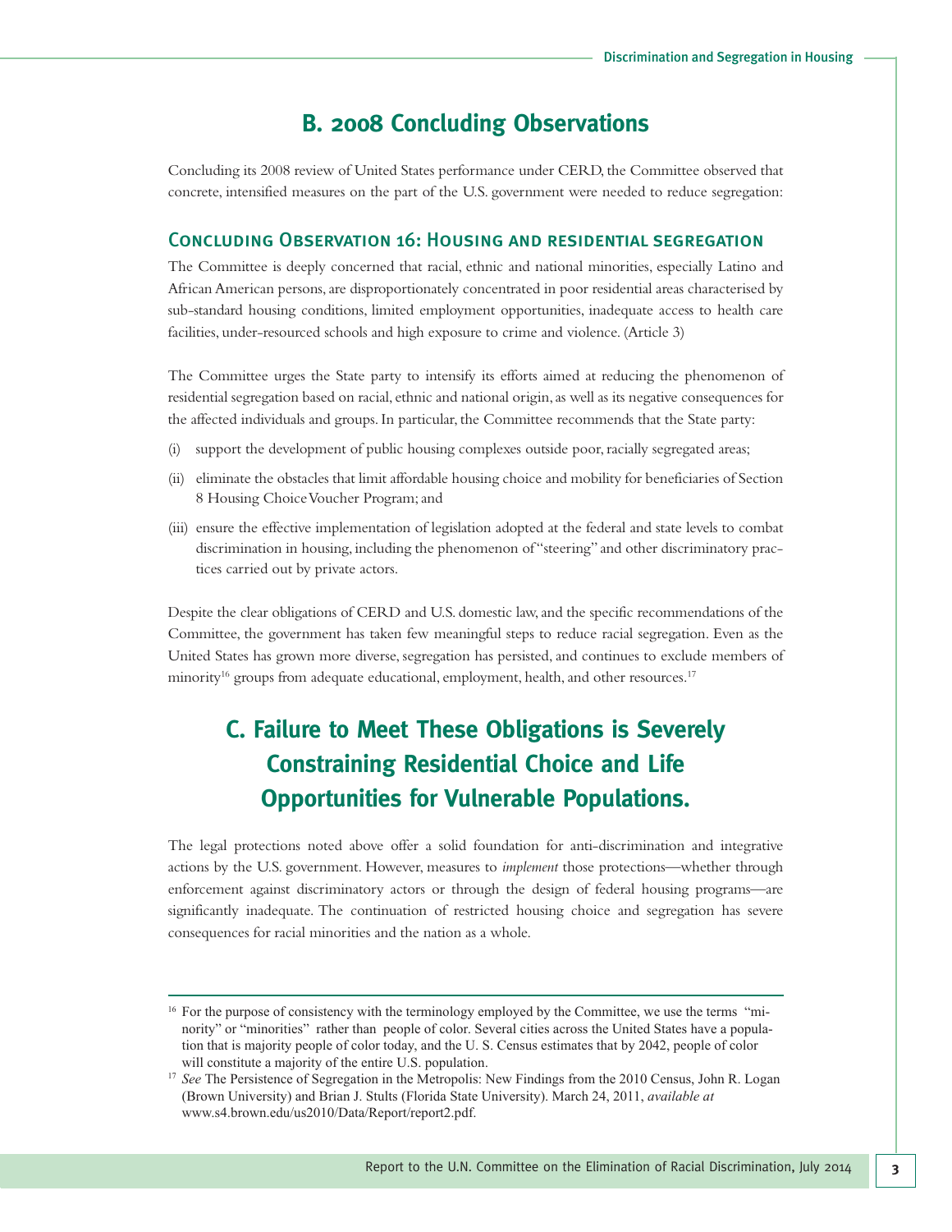## B. 2008 Concluding Observations

Concluding its 2008 review of United States performance under CERD, the Committee observed that concrete, intensified measures on the part of the U.S. government were needed to reduce segregation:

### Concluding Observation 16: Housing and residential segregation

The Committee is deeply concerned that racial, ethnic and national minorities, especially Latino and African American persons, are disproportionately concentrated in poor residential areas characterised by sub-standard housing conditions, limited employment opportunities, inadequate access to health care facilities, under-resourced schools and high exposure to crime and violence. (Article 3)

The Committee urges the State party to intensify its efforts aimed at reducing the phenomenon of residential segregation based on racial, ethnic and national origin, as well as its negative consequences for the affected individuals and groups. In particular, the Committee recommends that the State party:

(i) support the development of public housing complexes outside poor, racially segregated areas;

(ii) eliminate the obstacles that limit affordable housing choice and mobility for beneficiaries of Section 8 Housing Choice Voucher Program; and

(iii) ensure the effective implementation of legislation adopted at the federal and state levels to combat discrimination in housing, including the phenomenon of "steering" and other discriminatory practices carried out by private actors.

Despite the clear obligations of CERD and U.S. domestic law, and the specific recommendations of the Committee, the government has taken few meaningful steps to reduce racial segregation. Even as the United States has grown more diverse, segregation has persisted, and continues to exclude members of minority[16] groups from adequate educational, employment, health, and other resources.[17]

## C. Failure to Meet These Obligations is Severely Constraining Residential Choice and Life Opportunities for Vulnerable Populations.

The legal protections noted above offer a solid foundation for anti-discrimination and integrative actions by the U.S. government. However, measures to *implement* those protections—whether through enforcement against discriminatory actors or through the design of federal housing programs—are significantly inadequate. The continuation of restricted housing choice and segregation has severe consequences for racial minorities and the nation as a whole.

---

[16] For the purpose of consistency with the terminology employed by the Committee, we use the terms "minority" or "minorities" rather than people of color. Several cities across the United States have a population that is majority people of color today, and the U. S. Census estimates that by 2042, people of color will constitute a majority of the entire U.S. population.

[17] *See* The Persistence of Segregation in the Metropolis: New Findings from the 2010 Census, John R. Logan (Brown University) and Brian J. Stults (Florida State University). March 24, 2011, *available at* www.s4.brown.edu/us2010/Data/Report/report2.pdf.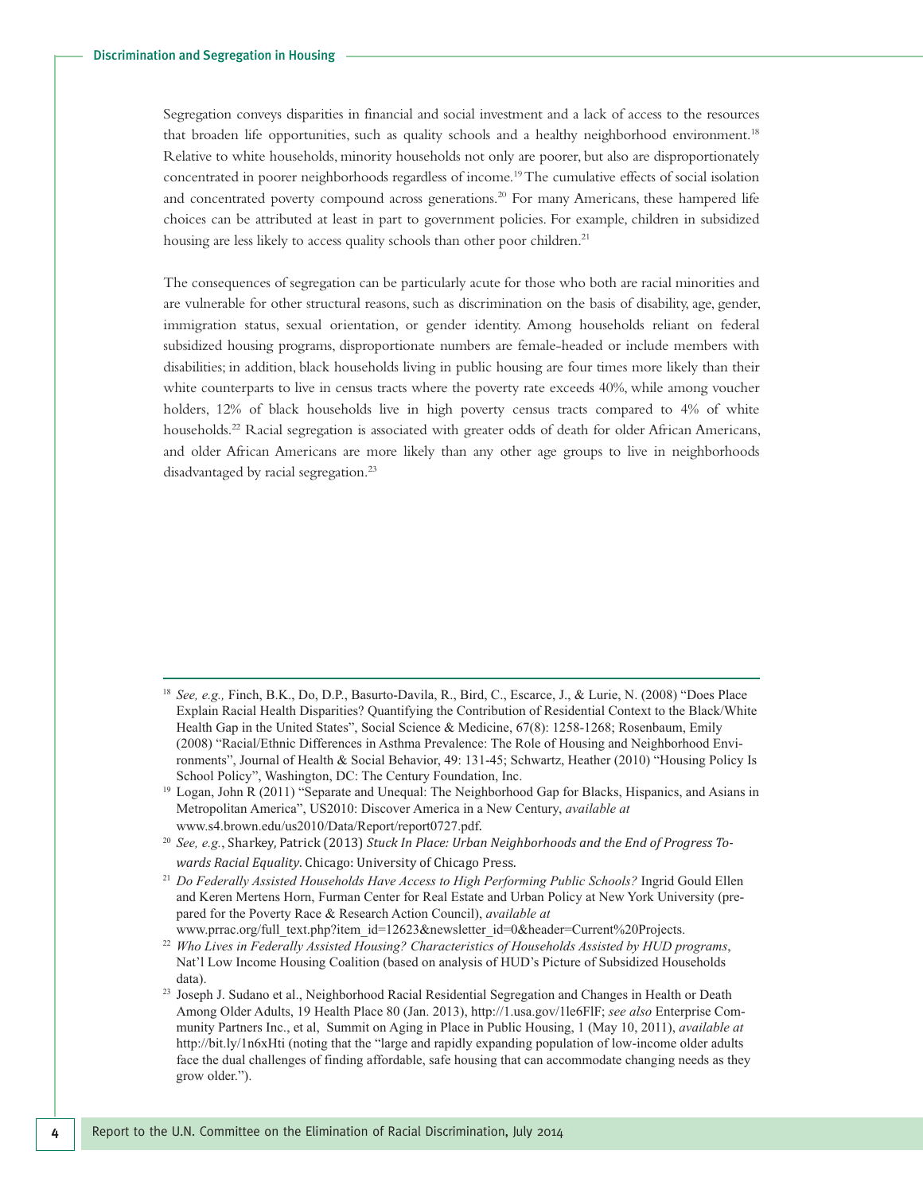Segregation conveys disparities in financial and social investment and a lack of access to the resources that broaden life opportunities, such as quality schools and a healthy neighborhood environment.[18] Relative to white households, minority households not only are poorer, but also are disproportionately concentrated in poorer neighborhoods regardless of income.[19] The cumulative effects of social isolation and concentrated poverty compound across generations.[20] For many Americans, these hampered life choices can be attributed at least in part to government policies. For example, children in subsidized housing are less likely to access quality schools than other poor children.[21]

The consequences of segregation can be particularly acute for those who both are racial minorities and are vulnerable for other structural reasons, such as discrimination on the basis of disability, age, gender, immigration status, sexual orientation, or gender identity. Among households reliant on federal subsidized housing programs, disproportionate numbers are female-headed or include members with disabilities; in addition, black households living in public housing are four times more likely than their white counterparts to live in census tracts where the poverty rate exceeds 40%, while among voucher holders, 12% of black households live in high poverty census tracts compared to 4% of white households.[22] Racial segregation is associated with greater odds of death for older African Americans, and older African Americans are more likely than any other age groups to live in neighborhoods disadvantaged by racial segregation.[23]

---

[18] *See, e.g.,* Finch, B.K., Do, D.P., Basurto-Davila, R., Bird, C., Escarce, J., & Lurie, N. (2008) "Does Place Explain Racial Health Disparities? Quantifying the Contribution of Residential Context to the Black/White Health Gap in the United States", Social Science & Medicine, 67(8): 1258-1268; Rosenbaum, Emily (2008) "Racial/Ethnic Differences in Asthma Prevalence: The Role of Housing and Neighborhood Environments", Journal of Health & Social Behavior, 49: 131-45; Schwartz, Heather (2010) "Housing Policy Is School Policy", Washington, DC: The Century Foundation, Inc.

[19] Logan, John R (2011) "Separate and Unequal: The Neighborhood Gap for Blacks, Hispanics, and Asians in Metropolitan America", US2010: Discover America in a New Century, *available at* www.s4.brown.edu/us2010/Data/Report/report0727.pdf.

[20] *See, e.g.*, Sharkey, Patrick (2013) *Stuck In Place: Urban Neighborhoods and the End of Progress Towards Racial Equality*. Chicago: University of Chicago Press.

[21] *Do Federally Assisted Households Have Access to High Performing Public Schools?* Ingrid Gould Ellen and Keren Mertens Horn, Furman Center for Real Estate and Urban Policy at New York University (prepared for the Poverty Race & Research Action Council), *available at* www.prrac.org/full_text.php?item_id=12623&newsletter_id=0&header=Current%20Projects.

[22] *Who Lives in Federally Assisted Housing? Characteristics of Households Assisted by HUD programs*, Nat'l Low Income Housing Coalition (based on analysis of HUD's Picture of Subsidized Households data).

[23] Joseph J. Sudano et al., Neighborhood Racial Residential Segregation and Changes in Health or Death Among Older Adults, 19 Health Place 80 (Jan. 2013), http://1.usa.gov/1le6FlF; *see also* Enterprise Community Partners Inc., et al, Summit on Aging in Place in Public Housing, 1 (May 10, 2011), *available at* http://bit.ly/1n6xHti (noting that the "large and rapidly expanding population of low-income older adults face the dual challenges of finding affordable, safe housing that can accommodate changing needs as they grow older.").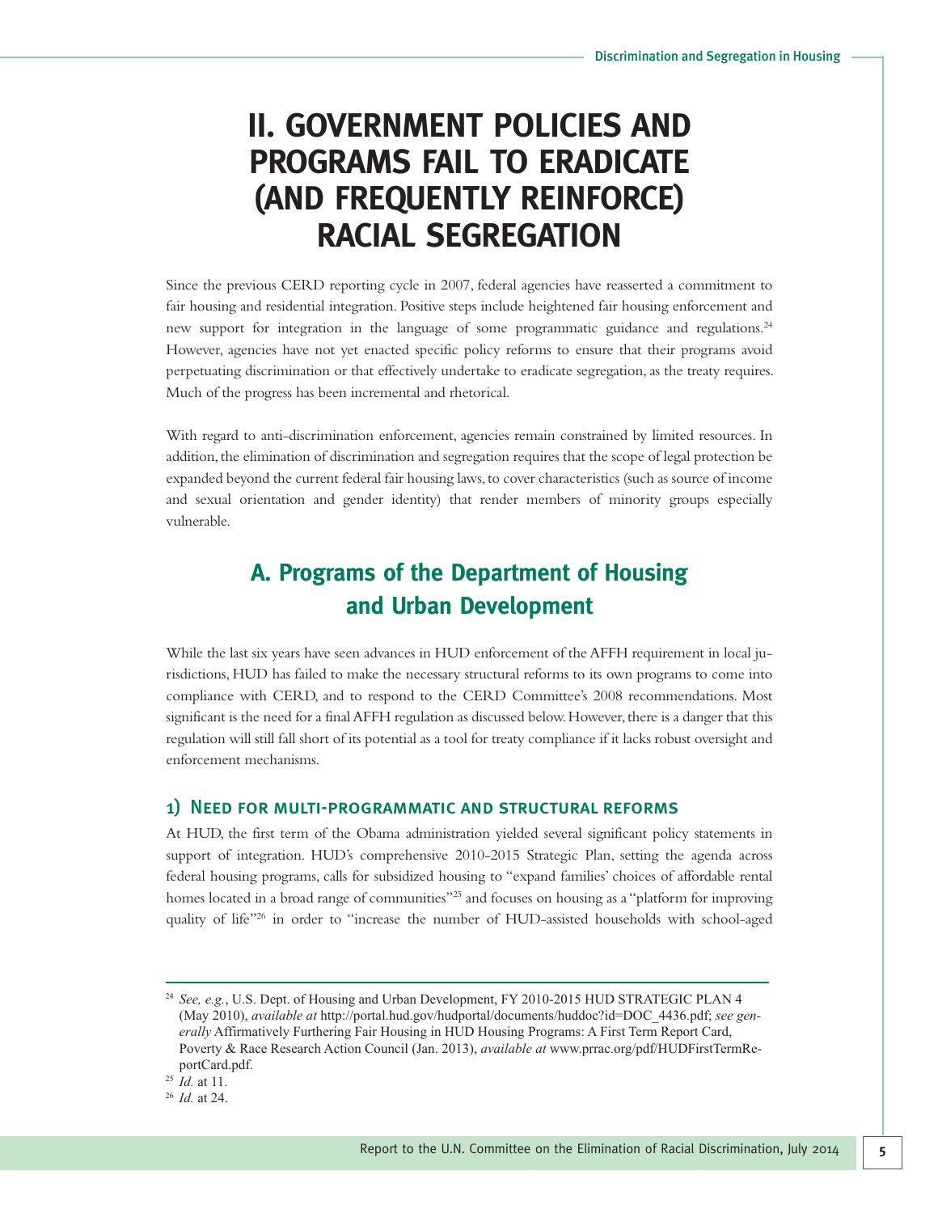# II. GOVERNMENT POLICIES AND PROGRAMS FAIL TO ERADICATE (AND FREQUENTLY REINFORCE) RACIAL SEGREGATION

Since the previous CERD reporting cycle in 2007, federal agencies have reasserted a commitment to fair housing and residential integration. Positive steps include heightened fair housing enforcement and new support for integration in the language of some programmatic guidance and regulations.[24] However, agencies have not yet enacted specific policy reforms to ensure that their programs avoid perpetuating discrimination or that effectively undertake to eradicate segregation, as the treaty requires. Much of the progress has been incremental and rhetorical.

With regard to anti-discrimination enforcement, agencies remain constrained by limited resources. In addition, the elimination of discrimination and segregation requires that the scope of legal protection be expanded beyond the current federal fair housing laws, to cover characteristics (such as source of income and sexual orientation and gender identity) that render members of minority groups especially vulnerable.

## A. Programs of the Department of Housing and Urban Development

While the last six years have seen advances in HUD enforcement of the AFFH requirement in local jurisdictions, HUD has failed to make the necessary structural reforms to its own programs to come into compliance with CERD, and to respond to the CERD Committee's 2008 recommendations. Most significant is the need for a final AFFH regulation as discussed below. However, there is a danger that this regulation will still fall short of its potential as a tool for treaty compliance if it lacks robust oversight and enforcement mechanisms.

### 1) Need for multi-programmatic and structural reforms

At HUD, the first term of the Obama administration yielded several significant policy statements in support of integration. HUD's comprehensive 2010-2015 Strategic Plan, setting the agenda across federal housing programs, calls for subsidized housing to "expand families' choices of affordable rental homes located in a broad range of communities"[25] and focuses on housing as a "platform for improving quality of life"[26] in order to "increase the number of HUD-assisted households with school-aged

---

[24] *See, e.g.*, U.S. Dept. of Housing and Urban Development, FY 2010-2015 HUD STRATEGIC PLAN 4 (May 2010), *available at* http://portal.hud.gov/hudportal/documents/huddoc?id=DOC_4436.pdf; *see generally* Affirmatively Furthering Fair Housing in HUD Housing Programs: A First Term Report Card, Poverty & Race Research Action Council (Jan. 2013), *available at* www.prrac.org/pdf/HUDFirstTermReportCard.pdf.

[25] *Id.* at 11.

[26] *Id.* at 24.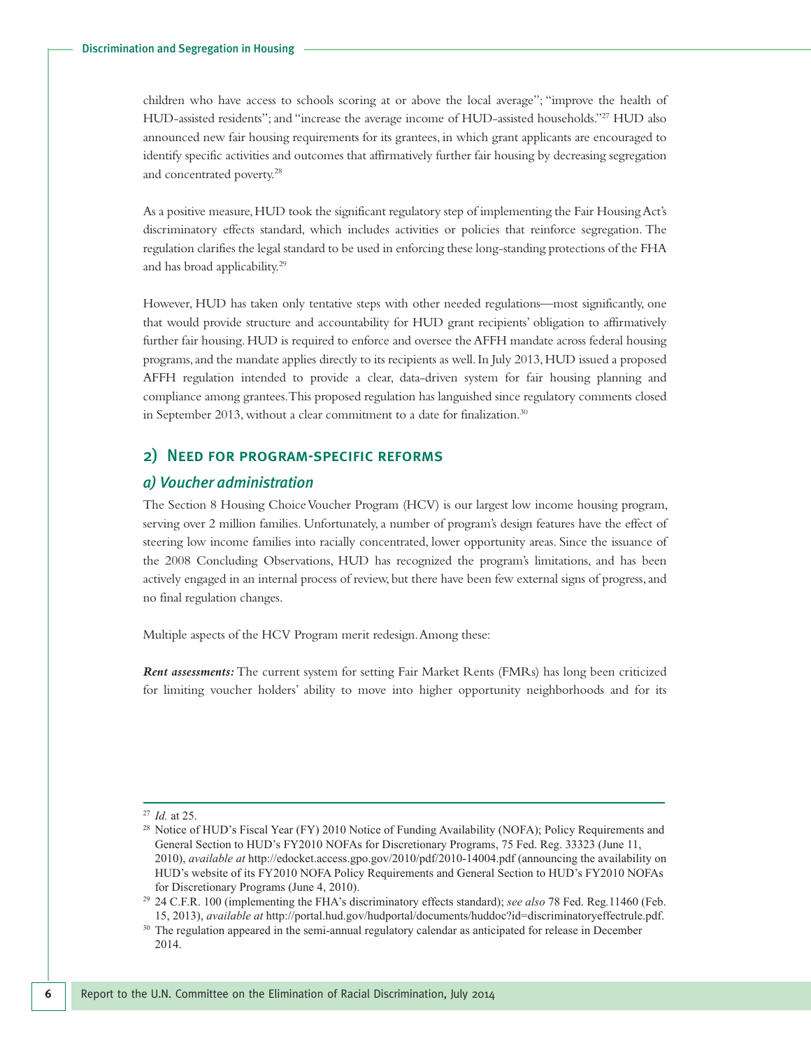children who have access to schools scoring at or above the local average"; "improve the health of HUD-assisted residents"; and "increase the average income of HUD-assisted households."[27] HUD also announced new fair housing requirements for its grantees, in which grant applicants are encouraged to identify specific activities and outcomes that affirmatively further fair housing by decreasing segregation and concentrated poverty.[28]

As a positive measure, HUD took the significant regulatory step of implementing the Fair Housing Act's discriminatory effects standard, which includes activities or policies that reinforce segregation. The regulation clarifies the legal standard to be used in enforcing these long-standing protections of the FHA and has broad applicability.[29]

However, HUD has taken only tentative steps with other needed regulations—most significantly, one that would provide structure and accountability for HUD grant recipients' obligation to affirmatively further fair housing. HUD is required to enforce and oversee the AFFH mandate across federal housing programs, and the mandate applies directly to its recipients as well. In July 2013, HUD issued a proposed AFFH regulation intended to provide a clear, data-driven system for fair housing planning and compliance among grantees. This proposed regulation has languished since regulatory comments closed in September 2013, without a clear commitment to a date for finalization.[30]

## 2) Need for program-specific reforms

### a) Voucher administration

The Section 8 Housing Choice Voucher Program (HCV) is our largest low income housing program, serving over 2 million families. Unfortunately, a number of program's design features have the effect of steering low income families into racially concentrated, lower opportunity areas. Since the issuance of the 2008 Concluding Observations, HUD has recognized the program's limitations, and has been actively engaged in an internal process of review, but there have been few external signs of progress, and no final regulation changes.

Multiple aspects of the HCV Program merit redesign. Among these:

***Rent assessments:*** The current system for setting Fair Market Rents (FMRs) has long been criticized for limiting voucher holders' ability to move into higher opportunity neighborhoods and for its

---

[27] *Id.* at 25.

[28] Notice of HUD's Fiscal Year (FY) 2010 Notice of Funding Availability (NOFA); Policy Requirements and General Section to HUD's FY2010 NOFAs for Discretionary Programs, 75 Fed. Reg. 33323 (June 11, 2010), *available at* http://edocket.access.gpo.gov/2010/pdf/2010-14004.pdf (announcing the availability on HUD's website of its FY2010 NOFA Policy Requirements and General Section to HUD's FY2010 NOFAs for Discretionary Programs (June 4, 2010).

[29] 24 C.F.R. 100 (implementing the FHA's discriminatory effects standard); *see also* 78 Fed. Reg.11460 (Feb. 15, 2013), *available at* http://portal.hud.gov/hudportal/documents/huddoc?id=discriminatoryeffectrule.pdf.

[30] The regulation appeared in the semi-annual regulatory calendar as anticipated for release in December 2014.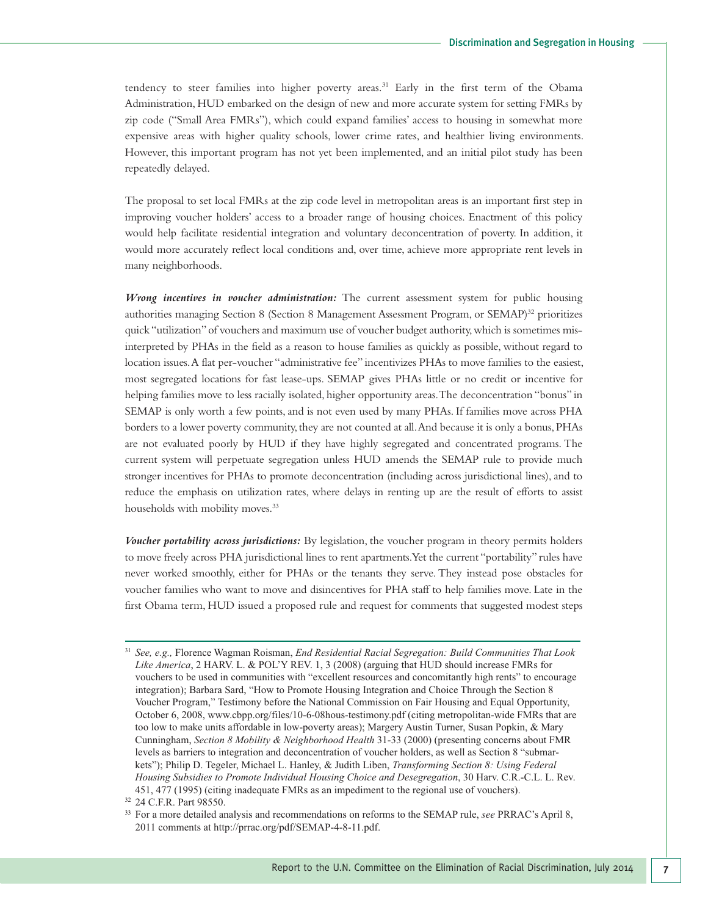tendency to steer families into higher poverty areas.[31] Early in the first term of the Obama Administration, HUD embarked on the design of new and more accurate system for setting FMRs by zip code ("Small Area FMRs"), which could expand families' access to housing in somewhat more expensive areas with higher quality schools, lower crime rates, and healthier living environments. However, this important program has not yet been implemented, and an initial pilot study has been repeatedly delayed.

The proposal to set local FMRs at the zip code level in metropolitan areas is an important first step in improving voucher holders' access to a broader range of housing choices. Enactment of this policy would help facilitate residential integration and voluntary deconcentration of poverty. In addition, it would more accurately reflect local conditions and, over time, achieve more appropriate rent levels in many neighborhoods.

***Wrong incentives in voucher administration:*** The current assessment system for public housing authorities managing Section 8 (Section 8 Management Assessment Program, or SEMAP)[32] prioritizes quick "utilization" of vouchers and maximum use of voucher budget authority, which is sometimes misinterpreted by PHAs in the field as a reason to house families as quickly as possible, without regard to location issues. A flat per-voucher "administrative fee" incentivizes PHAs to move families to the easiest, most segregated locations for fast lease-ups. SEMAP gives PHAs little or no credit or incentive for helping families move to less racially isolated, higher opportunity areas. The deconcentration "bonus" in SEMAP is only worth a few points, and is not even used by many PHAs. If families move across PHA borders to a lower poverty community, they are not counted at all. And because it is only a bonus, PHAs are not evaluated poorly by HUD if they have highly segregated and concentrated programs. The current system will perpetuate segregation unless HUD amends the SEMAP rule to provide much stronger incentives for PHAs to promote deconcentration (including across jurisdictional lines), and to reduce the emphasis on utilization rates, where delays in renting up are the result of efforts to assist households with mobility moves.[33]

***Voucher portability across jurisdictions:*** By legislation, the voucher program in theory permits holders to move freely across PHA jurisdictional lines to rent apartments. Yet the current "portability" rules have never worked smoothly, either for PHAs or the tenants they serve. They instead pose obstacles for voucher families who want to move and disincentives for PHA staff to help families move. Late in the first Obama term, HUD issued a proposed rule and request for comments that suggested modest steps

---

[31] *See, e.g.,* Florence Wagman Roisman, *End Residential Racial Segregation: Build Communities That Look Like America*, 2 HARV. L. & POL'Y REV. 1, 3 (2008) (arguing that HUD should increase FMRs for vouchers to be used in communities with "excellent resources and concomitantly high rents" to encourage integration); Barbara Sard, "How to Promote Housing Integration and Choice Through the Section 8 Voucher Program," Testimony before the National Commission on Fair Housing and Equal Opportunity, October 6, 2008, www.cbpp.org/files/10-6-08hous-testimony.pdf (citing metropolitan-wide FMRs that are too low to make units affordable in low-poverty areas); Margery Austin Turner, Susan Popkin, & Mary Cunningham, *Section 8 Mobility & Neighborhood Health* 31-33 (2000) (presenting concerns about FMR levels as barriers to integration and deconcentration of voucher holders, as well as Section 8 "submarkets"); Philip D. Tegeler, Michael L. Hanley, & Judith Liben, *Transforming Section 8: Using Federal Housing Subsidies to Promote Individual Housing Choice and Desegregation*, 30 Harv. C.R.-C.L. L. Rev. 451, 477 (1995) (citing inadequate FMRs as an impediment to the regional use of vouchers).

[32] 24 C.F.R. Part 98550.

[33] For a more detailed analysis and recommendations on reforms to the SEMAP rule, *see* PRRAC's April 8, 2011 comments at http://prrac.org/pdf/SEMAP-4-8-11.pdf.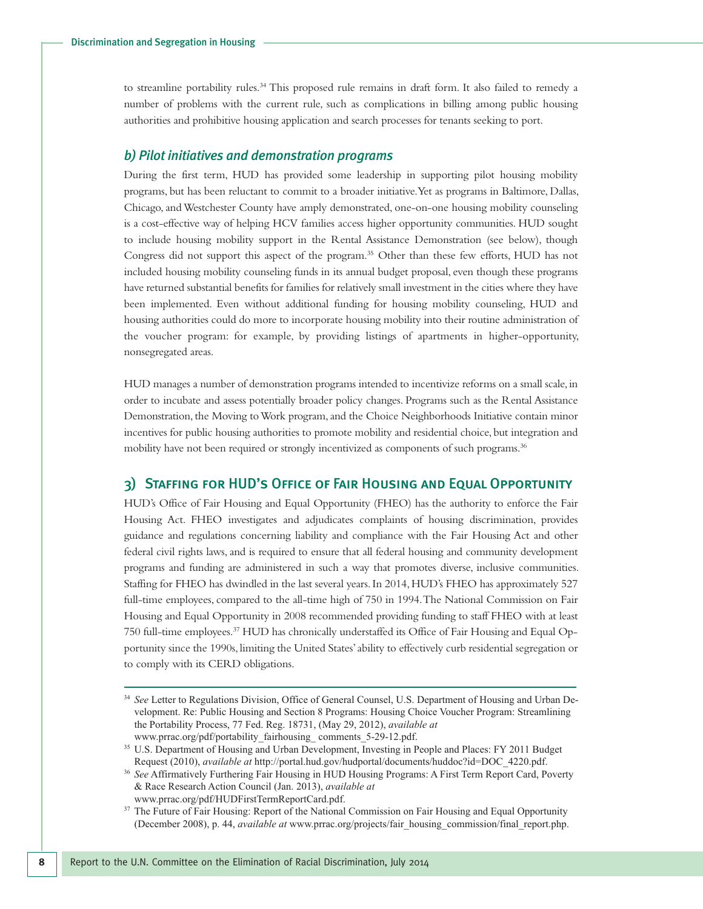to streamline portability rules.[34] This proposed rule remains in draft form. It also failed to remedy a number of problems with the current rule, such as complications in billing among public housing authorities and prohibitive housing application and search processes for tenants seeking to port.

### *b) Pilot initiatives and demonstration programs*

During the first term, HUD has provided some leadership in supporting pilot housing mobility programs, but has been reluctant to commit to a broader initiative. Yet as programs in Baltimore, Dallas, Chicago, and Westchester County have amply demonstrated, one-on-one housing mobility counseling is a cost-effective way of helping HCV families access higher opportunity communities. HUD sought to include housing mobility support in the Rental Assistance Demonstration (see below), though Congress did not support this aspect of the program.[35] Other than these few efforts, HUD has not included housing mobility counseling funds in its annual budget proposal, even though these programs have returned substantial benefits for families for relatively small investment in the cities where they have been implemented. Even without additional funding for housing mobility counseling, HUD and housing authorities could do more to incorporate housing mobility into their routine administration of the voucher program: for example, by providing listings of apartments in higher-opportunity, nonsegregated areas.

HUD manages a number of demonstration programs intended to incentivize reforms on a small scale, in order to incubate and assess potentially broader policy changes. Programs such as the Rental Assistance Demonstration, the Moving to Work program, and the Choice Neighborhoods Initiative contain minor incentives for public housing authorities to promote mobility and residential choice, but integration and mobility have not been required or strongly incentivized as components of such programs.[36]

## 3) Staffing for HUD's Office of Fair Housing and Equal Opportunity

HUD's Office of Fair Housing and Equal Opportunity (FHEO) has the authority to enforce the Fair Housing Act. FHEO investigates and adjudicates complaints of housing discrimination, provides guidance and regulations concerning liability and compliance with the Fair Housing Act and other federal civil rights laws, and is required to ensure that all federal housing and community development programs and funding are administered in such a way that promotes diverse, inclusive communities. Staffing for FHEO has dwindled in the last several years. In 2014, HUD's FHEO has approximately 527 full-time employees, compared to the all-time high of 750 in 1994. The National Commission on Fair Housing and Equal Opportunity in 2008 recommended providing funding to staff FHEO with at least 750 full-time employees.[37] HUD has chronically understaffed its Office of Fair Housing and Equal Opportunity since the 1990s, limiting the United States' ability to effectively curb residential segregation or to comply with its CERD obligations.

---

[34] *See* Letter to Regulations Division, Office of General Counsel, U.S. Department of Housing and Urban Development. Re: Public Housing and Section 8 Programs: Housing Choice Voucher Program: Streamlining the Portability Process, 77 Fed. Reg. 18731, (May 29, 2012), *available at* www.prrac.org/pdf/portability_fairhousing_ comments_5-29-12.pdf.

[35] U.S. Department of Housing and Urban Development, Investing in People and Places: FY 2011 Budget Request (2010), *available at* http://portal.hud.gov/hudportal/documents/huddoc?id=DOC_4220.pdf.

[36] *See* Affirmatively Furthering Fair Housing in HUD Housing Programs: A First Term Report Card, Poverty & Race Research Action Council (Jan. 2013), *available at* www.prrac.org/pdf/HUDFirstTermReportCard.pdf.

[37] The Future of Fair Housing: Report of the National Commission on Fair Housing and Equal Opportunity (December 2008), p. 44, *available at* www.prrac.org/projects/fair_housing_commission/final_report.php.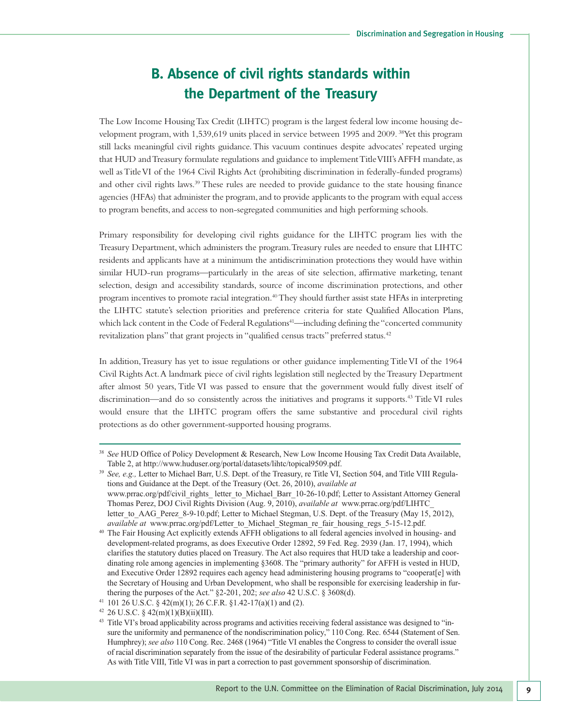## B. Absence of civil rights standards within the Department of the Treasury

The Low Income Housing Tax Credit (LIHTC) program is the largest federal low income housing development program, with 1,539,619 units placed in service between 1995 and 2009. [38] Yet this program still lacks meaningful civil rights guidance. This vacuum continues despite advocates' repeated urging that HUD and Treasury formulate regulations and guidance to implement Title VIII's AFFH mandate, as well as Title VI of the 1964 Civil Rights Act (prohibiting discrimination in federally-funded programs) and other civil rights laws.[39] These rules are needed to provide guidance to the state housing finance agencies (HFAs) that administer the program, and to provide applicants to the program with equal access to program benefits, and access to non-segregated communities and high performing schools.

Primary responsibility for developing civil rights guidance for the LIHTC program lies with the Treasury Department, which administers the program. Treasury rules are needed to ensure that LIHTC residents and applicants have at a minimum the antidiscrimination protections they would have within similar HUD-run programs—particularly in the areas of site selection, affirmative marketing, tenant selection, design and accessibility standards, source of income discrimination protections, and other program incentives to promote racial integration.[40] They should further assist state HFAs in interpreting the LIHTC statute's selection priorities and preference criteria for state Qualified Allocation Plans, which lack content in the Code of Federal Regulations[41]—including defining the "concerted community revitalization plans" that grant projects in "qualified census tracts" preferred status.[42]

In addition, Treasury has yet to issue regulations or other guidance implementing Title VI of the 1964 Civil Rights Act. A landmark piece of civil rights legislation still neglected by the Treasury Department after almost 50 years, Title VI was passed to ensure that the government would fully divest itself of discrimination—and do so consistently across the initiatives and programs it supports.[43] Title VI rules would ensure that the LIHTC program offers the same substantive and procedural civil rights protections as do other government-supported housing programs.

---

[38] *See* HUD Office of Policy Development & Research, New Low Income Housing Tax Credit Data Available, Table 2, at http://www.huduser.org/portal/datasets/lihtc/topical9509.pdf.

[39] *See, e.g.,* Letter to Michael Barr, U.S. Dept. of the Treasury, re Title VI, Section 504, and Title VIII Regulations and Guidance at the Dept. of the Treasury (Oct. 26, 2010), *available at* www.prrac.org/pdf/civil_rights_ letter_to_Michael_Barr_10-26-10.pdf; Letter to Assistant Attorney General Thomas Perez, DOJ Civil Rights Division (Aug. 9, 2010), *available at* www.prrac.org/pdf/LIHTC_ letter_to_AAG_Perez_8-9-10.pdf; Letter to Michael Stegman, U.S. Dept. of the Treasury (May 15, 2012), *available at* www.prrac.org/pdf/Letter_to_Michael_Stegman_re_fair_housing_regs_5-15-12.pdf.

[40] The Fair Housing Act explicitly extends AFFH obligations to all federal agencies involved in housing- and development-related programs, as does Executive Order 12892, 59 Fed. Reg. 2939 (Jan. 17, 1994), which clarifies the statutory duties placed on Treasury. The Act also requires that HUD take a leadership and coordinating role among agencies in implementing §3608. The "primary authority" for AFFH is vested in HUD, and Executive Order 12892 requires each agency head administering housing programs to "cooperat[e] with the Secretary of Housing and Urban Development, who shall be responsible for exercising leadership in furthering the purposes of the Act." §2-201, 202; *see also* 42 U.S.C. § 3608(d).

[41] 101 26 U.S.C. § 42(m)(1); 26 C.F.R. §1.42-17(a)(1) and (2).

[42] 26 U.S.C. § 42(m)(1)(B)(ii)(III).

[43] Title VI's broad applicability across programs and activities receiving federal assistance was designed to "insure the uniformity and permanence of the nondiscrimination policy," 110 Cong. Rec. 6544 (Statement of Sen. Humphrey); *see also* 110 Cong. Rec. 2468 (1964) "Title VI enables the Congress to consider the overall issue of racial discrimination separately from the issue of the desirability of particular Federal assistance programs." As with Title VIII, Title VI was in part a correction to past government sponsorship of discrimination.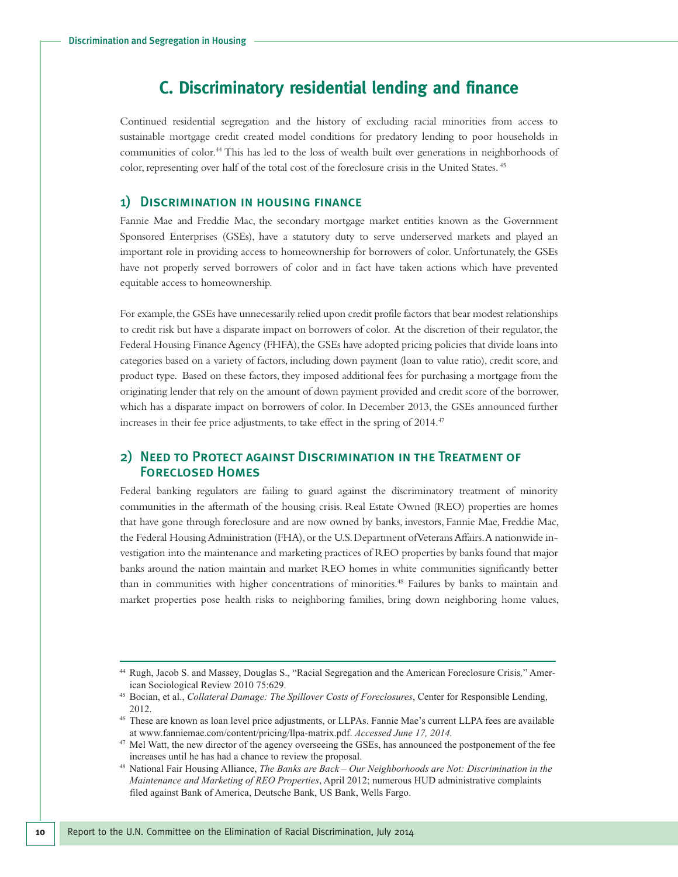## C. Discriminatory residential lending and finance

Continued residential segregation and the history of excluding racial minorities from access to sustainable mortgage credit created model conditions for predatory lending to poor households in communities of color.[44] This has led to the loss of wealth built over generations in neighborhoods of color, representing over half of the total cost of the foreclosure crisis in the United States.[45]

### 1) Discrimination in housing finance

Fannie Mae and Freddie Mac, the secondary mortgage market entities known as the Government Sponsored Enterprises (GSEs), have a statutory duty to serve underserved markets and played an important role in providing access to homeownership for borrowers of color. Unfortunately, the GSEs have not properly served borrowers of color and in fact have taken actions which have prevented equitable access to homeownership.

For example, the GSEs have unnecessarily relied upon credit profile factors that bear modest relationships to credit risk but have a disparate impact on borrowers of color. At the discretion of their regulator, the Federal Housing Finance Agency (FHFA), the GSEs have adopted pricing policies that divide loans into categories based on a variety of factors, including down payment (loan to value ratio), credit score, and product type. Based on these factors, they imposed additional fees for purchasing a mortgage from the originating lender that rely on the amount of down payment provided and credit score of the borrower, which has a disparate impact on borrowers of color. In December 2013, the GSEs announced further increases in their fee price adjustments, to take effect in the spring of 2014.[47]

### 2) Need to Protect against Discrimination in the Treatment of Foreclosed Homes

Federal banking regulators are failing to guard against the discriminatory treatment of minority communities in the aftermath of the housing crisis. Real Estate Owned (REO) properties are homes that have gone through foreclosure and are now owned by banks, investors, Fannie Mae, Freddie Mac, the Federal Housing Administration (FHA), or the U.S. Department of Veterans Affairs. A nationwide investigation into the maintenance and marketing practices of REO properties by banks found that major banks around the nation maintain and market REO homes in white communities significantly better than in communities with higher concentrations of minorities.[48] Failures by banks to maintain and market properties pose health risks to neighboring families, bring down neighboring home values,

---

[44] Rugh, Jacob S. and Massey, Douglas S., "Racial Segregation and the American Foreclosure Crisis," American Sociological Review 2010 75:629.

[45] Bocian, et al., *Collateral Damage: The Spillover Costs of Foreclosures*, Center for Responsible Lending, 2012.

[46] These are known as loan level price adjustments, or LLPAs. Fannie Mae's current LLPA fees are available at www.fanniemae.com/content/pricing/llpa-matrix.pdf. *Accessed June 17, 2014.*

[47] Mel Watt, the new director of the agency overseeing the GSEs, has announced the postponement of the fee increases until he has had a chance to review the proposal.

[48] National Fair Housing Alliance, *The Banks are Back – Our Neighborhoods are Not: Discrimination in the Maintenance and Marketing of REO Properties*, April 2012; numerous HUD administrative complaints filed against Bank of America, Deutsche Bank, US Bank, Wells Fargo.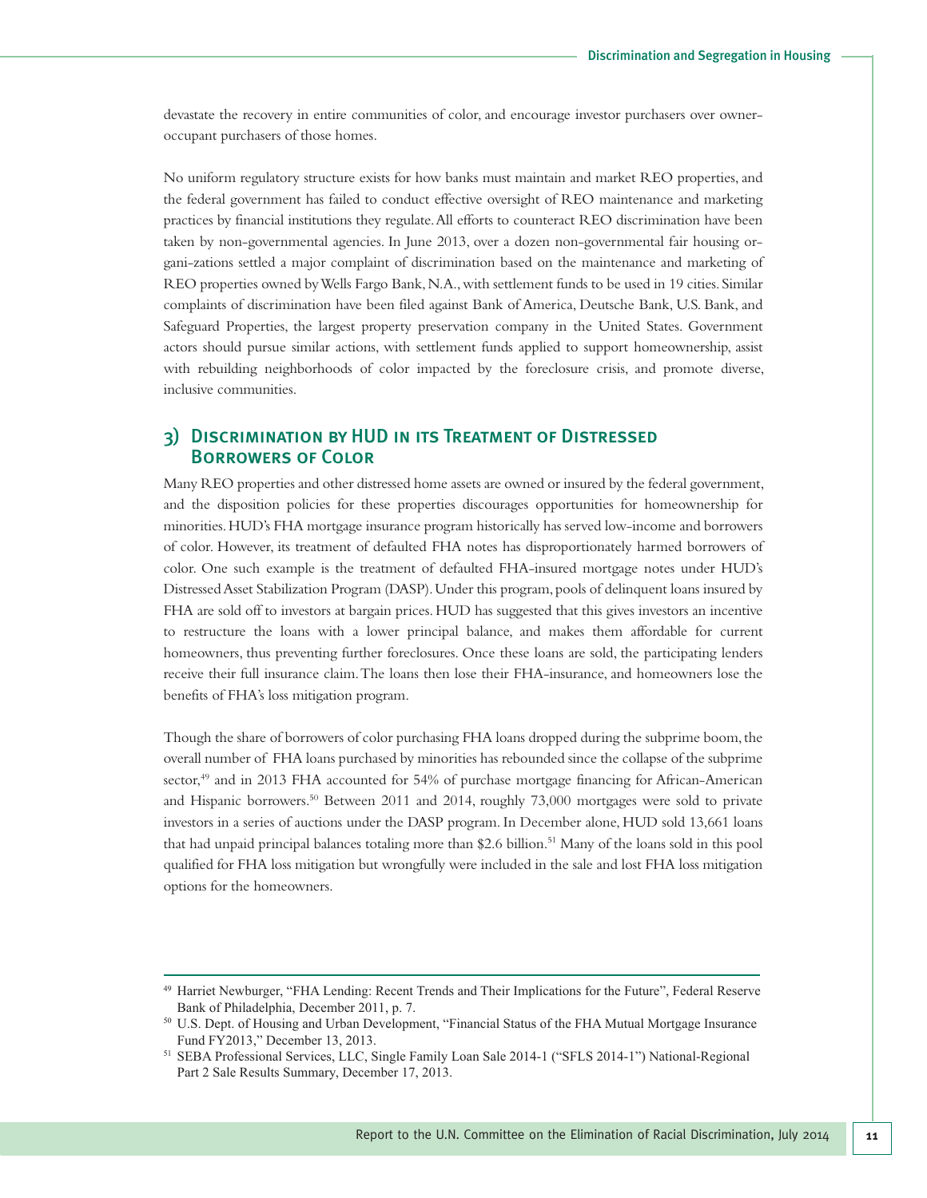devastate the recovery in entire communities of color, and encourage investor purchasers over owner-occupant purchasers of those homes.

No uniform regulatory structure exists for how banks must maintain and market REO properties, and the federal government has failed to conduct effective oversight of REO maintenance and marketing practices by financial institutions they regulate. All efforts to counteract REO discrimination have been taken by non-governmental agencies. In June 2013, over a dozen non-governmental fair housing organi-zations settled a major complaint of discrimination based on the maintenance and marketing of REO properties owned by Wells Fargo Bank, N.A., with settlement funds to be used in 19 cities. Similar complaints of discrimination have been filed against Bank of America, Deutsche Bank, U.S. Bank, and Safeguard Properties, the largest property preservation company in the United States. Government actors should pursue similar actions, with settlement funds applied to support homeownership, assist with rebuilding neighborhoods of color impacted by the foreclosure crisis, and promote diverse, inclusive communities.

## 3) Discrimination by HUD in its Treatment of Distressed Borrowers of Color

Many REO properties and other distressed home assets are owned or insured by the federal government, and the disposition policies for these properties discourages opportunities for homeownership for minorities. HUD's FHA mortgage insurance program historically has served low-income and borrowers of color. However, its treatment of defaulted FHA notes has disproportionately harmed borrowers of color. One such example is the treatment of defaulted FHA-insured mortgage notes under HUD's Distressed Asset Stabilization Program (DASP). Under this program, pools of delinquent loans insured by FHA are sold off to investors at bargain prices. HUD has suggested that this gives investors an incentive to restructure the loans with a lower principal balance, and makes them affordable for current homeowners, thus preventing further foreclosures. Once these loans are sold, the participating lenders receive their full insurance claim. The loans then lose their FHA-insurance, and homeowners lose the benefits of FHA's loss mitigation program.

Though the share of borrowers of color purchasing FHA loans dropped during the subprime boom, the overall number of FHA loans purchased by minorities has rebounded since the collapse of the subprime sector,[49] and in 2013 FHA accounted for 54% of purchase mortgage financing for African-American and Hispanic borrowers.[50] Between 2011 and 2014, roughly 73,000 mortgages were sold to private investors in a series of auctions under the DASP program. In December alone, HUD sold 13,661 loans that had unpaid principal balances totaling more than $2.6 billion.[51] Many of the loans sold in this pool qualified for FHA loss mitigation but wrongfully were included in the sale and lost FHA loss mitigation options for the homeowners.

---

[49] Harriet Newburger, "FHA Lending: Recent Trends and Their Implications for the Future", Federal Reserve Bank of Philadelphia, December 2011, p. 7.

[50] U.S. Dept. of Housing and Urban Development, "Financial Status of the FHA Mutual Mortgage Insurance Fund FY2013," December 13, 2013.

[51] SEBA Professional Services, LLC, Single Family Loan Sale 2014-1 ("SFLS 2014-1") National-Regional Part 2 Sale Results Summary, December 17, 2013.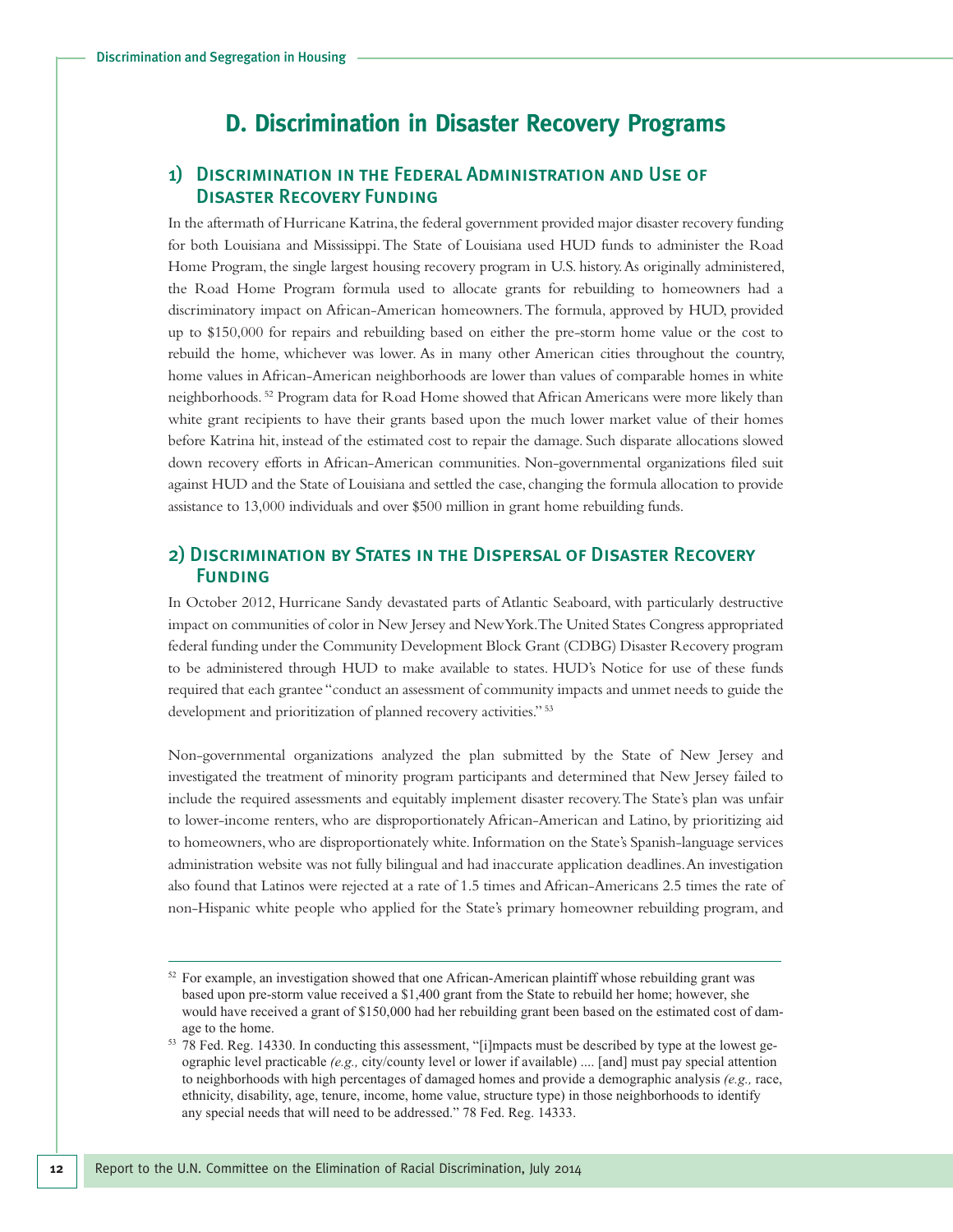## D. Discrimination in Disaster Recovery Programs

### 1) Discrimination in the Federal Administration and Use of Disaster Recovery Funding

In the aftermath of Hurricane Katrina, the federal government provided major disaster recovery funding for both Louisiana and Mississippi. The State of Louisiana used HUD funds to administer the Road Home Program, the single largest housing recovery program in U.S. history. As originally administered, the Road Home Program formula used to allocate grants for rebuilding to homeowners had a discriminatory impact on African-American homeowners. The formula, approved by HUD, provided up to $150,000 for repairs and rebuilding based on either the pre-storm home value or the cost to rebuild the home, whichever was lower. As in many other American cities throughout the country, home values in African-American neighborhoods are lower than values of comparable homes in white neighborhoods.[52] Program data for Road Home showed that African Americans were more likely than white grant recipients to have their grants based upon the much lower market value of their homes before Katrina hit, instead of the estimated cost to repair the damage. Such disparate allocations slowed down recovery efforts in African-American communities. Non-governmental organizations filed suit against HUD and the State of Louisiana and settled the case, changing the formula allocation to provide assistance to 13,000 individuals and over $500 million in grant home rebuilding funds.

### 2) Discrimination by States in the Dispersal of Disaster Recovery Funding

In October 2012, Hurricane Sandy devastated parts of Atlantic Seaboard, with particularly destructive impact on communities of color in New Jersey and New York. The United States Congress appropriated federal funding under the Community Development Block Grant (CDBG) Disaster Recovery program to be administered through HUD to make available to states. HUD's Notice for use of these funds required that each grantee "conduct an assessment of community impacts and unmet needs to guide the development and prioritization of planned recovery activities."[53]

Non-governmental organizations analyzed the plan submitted by the State of New Jersey and investigated the treatment of minority program participants and determined that New Jersey failed to include the required assessments and equitably implement disaster recovery. The State's plan was unfair to lower-income renters, who are disproportionately African-American and Latino, by prioritizing aid to homeowners, who are disproportionately white. Information on the State's Spanish-language services administration website was not fully bilingual and had inaccurate application deadlines. An investigation also found that Latinos were rejected at a rate of 1.5 times and African-Americans 2.5 times the rate of non-Hispanic white people who applied for the State's primary homeowner rebuilding program, and

---

[52] For example, an investigation showed that one African-American plaintiff whose rebuilding grant was based upon pre-storm value received a $1,400 grant from the State to rebuild her home; however, she would have received a grant of $150,000 had her rebuilding grant been based on the estimated cost of damage to the home.

[53] 78 Fed. Reg. 14330. In conducting this assessment, "[i]mpacts must be described by type at the lowest geographic level practicable *(e.g.,* city/county level or lower if available) .... [and] must pay special attention to neighborhoods with high percentages of damaged homes and provide a demographic analysis *(e.g.,* race, ethnicity, disability, age, tenure, income, home value, structure type) in those neighborhoods to identify any special needs that will need to be addressed." 78 Fed. Reg. 14333.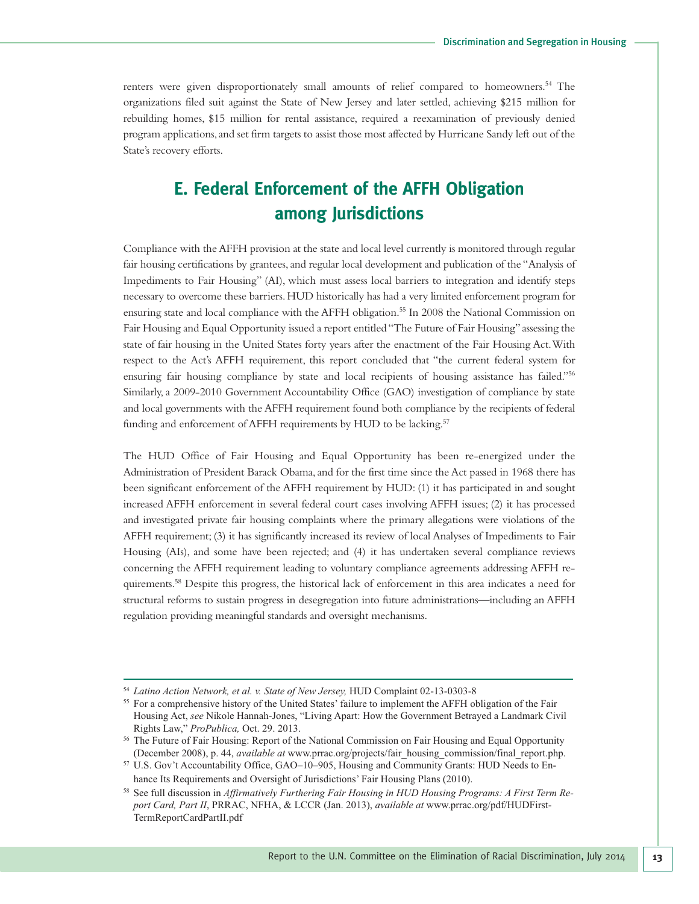renters were given disproportionately small amounts of relief compared to homeowners.[54] The organizations filed suit against the State of New Jersey and later settled, achieving $215 million for rebuilding homes, $15 million for rental assistance, required a reexamination of previously denied program applications, and set firm targets to assist those most affected by Hurricane Sandy left out of the State's recovery efforts.

## E. Federal Enforcement of the AFFH Obligation among Jurisdictions

Compliance with the AFFH provision at the state and local level currently is monitored through regular fair housing certifications by grantees, and regular local development and publication of the "Analysis of Impediments to Fair Housing" (AI), which must assess local barriers to integration and identify steps necessary to overcome these barriers. HUD historically has had a very limited enforcement program for ensuring state and local compliance with the AFFH obligation.[55] In 2008 the National Commission on Fair Housing and Equal Opportunity issued a report entitled "The Future of Fair Housing" assessing the state of fair housing in the United States forty years after the enactment of the Fair Housing Act. With respect to the Act's AFFH requirement, this report concluded that "the current federal system for ensuring fair housing compliance by state and local recipients of housing assistance has failed."[56] Similarly, a 2009-2010 Government Accountability Office (GAO) investigation of compliance by state and local governments with the AFFH requirement found both compliance by the recipients of federal funding and enforcement of AFFH requirements by HUD to be lacking.[57]

The HUD Office of Fair Housing and Equal Opportunity has been re-energized under the Administration of President Barack Obama, and for the first time since the Act passed in 1968 there has been significant enforcement of the AFFH requirement by HUD: (1) it has participated in and sought increased AFFH enforcement in several federal court cases involving AFFH issues; (2) it has processed and investigated private fair housing complaints where the primary allegations were violations of the AFFH requirement; (3) it has significantly increased its review of local Analyses of Impediments to Fair Housing (AIs), and some have been rejected; and (4) it has undertaken several compliance reviews concerning the AFFH requirement leading to voluntary compliance agreements addressing AFFH requirements.[58] Despite this progress, the historical lack of enforcement in this area indicates a need for structural reforms to sustain progress in desegregation into future administrations—including an AFFH regulation providing meaningful standards and oversight mechanisms.

---

[54] *Latino Action Network, et al. v. State of New Jersey,* HUD Complaint 02-13-0303-8

[55] For a comprehensive history of the United States' failure to implement the AFFH obligation of the Fair Housing Act, *see* Nikole Hannah-Jones, "Living Apart: How the Government Betrayed a Landmark Civil Rights Law," *ProPublica,* Oct. 29. 2013.

[56] The Future of Fair Housing: Report of the National Commission on Fair Housing and Equal Opportunity (December 2008), p. 44, *available at* www.prrac.org/projects/fair_housing_commission/final_report.php.

[57] U.S. Gov't Accountability Office, GAO–10–905, Housing and Community Grants: HUD Needs to Enhance Its Requirements and Oversight of Jurisdictions' Fair Housing Plans (2010).

[58] See full discussion in *Affirmatively Furthering Fair Housing in HUD Housing Programs: A First Term Report Card, Part II*, PRRAC, NFHA, & LCCR (Jan. 2013), *available at* www.prrac.org/pdf/HUDFirstTermReportCardPartII.pdf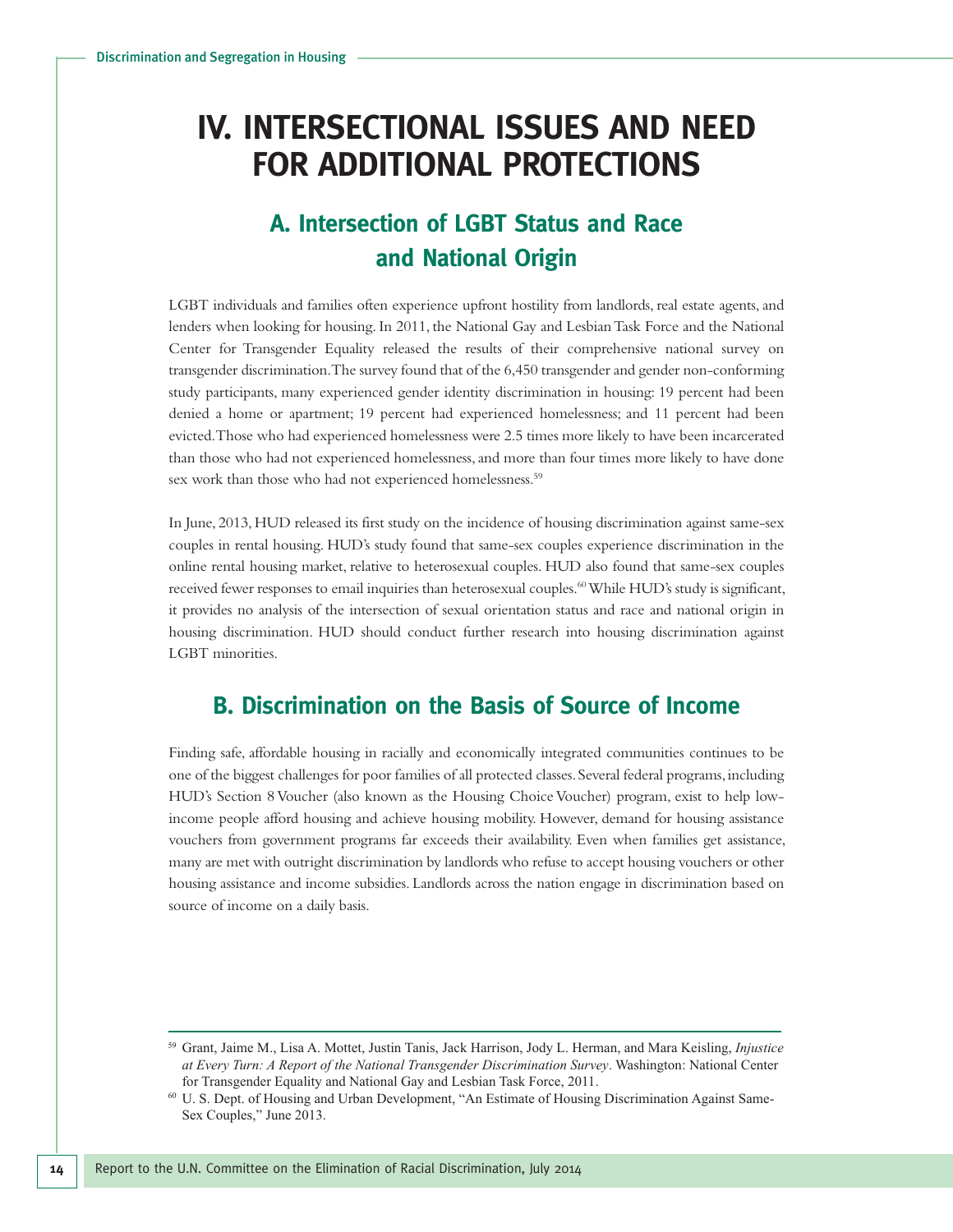# IV. INTERSECTIONAL ISSUES AND NEED FOR ADDITIONAL PROTECTIONS

## A. Intersection of LGBT Status and Race and National Origin

LGBT individuals and families often experience upfront hostility from landlords, real estate agents, and lenders when looking for housing. In 2011, the National Gay and Lesbian Task Force and the National Center for Transgender Equality released the results of their comprehensive national survey on transgender discrimination. The survey found that of the 6,450 transgender and gender non-conforming study participants, many experienced gender identity discrimination in housing: 19 percent had been denied a home or apartment; 19 percent had experienced homelessness; and 11 percent had been evicted. Those who had experienced homelessness were 2.5 times more likely to have been incarcerated than those who had not experienced homelessness, and more than four times more likely to have done sex work than those who had not experienced homelessness.[59]

In June, 2013, HUD released its first study on the incidence of housing discrimination against same-sex couples in rental housing. HUD's study found that same-sex couples experience discrimination in the online rental housing market, relative to heterosexual couples. HUD also found that same-sex couples received fewer responses to email inquiries than heterosexual couples.[60] While HUD's study is significant, it provides no analysis of the intersection of sexual orientation status and race and national origin in housing discrimination. HUD should conduct further research into housing discrimination against LGBT minorities.

## B. Discrimination on the Basis of Source of Income

Finding safe, affordable housing in racially and economically integrated communities continues to be one of the biggest challenges for poor families of all protected classes. Several federal programs, including HUD's Section 8 Voucher (also known as the Housing Choice Voucher) program, exist to help low-income people afford housing and achieve housing mobility. However, demand for housing assistance vouchers from government programs far exceeds their availability. Even when families get assistance, many are met with outright discrimination by landlords who refuse to accept housing vouchers or other housing assistance and income subsidies. Landlords across the nation engage in discrimination based on source of income on a daily basis.

---

[59] Grant, Jaime M., Lisa A. Mottet, Justin Tanis, Jack Harrison, Jody L. Herman, and Mara Keisling, *Injustice at Every Turn: A Report of the National Transgender Discrimination Survey*. Washington: National Center for Transgender Equality and National Gay and Lesbian Task Force, 2011.

[60] U. S. Dept. of Housing and Urban Development, "An Estimate of Housing Discrimination Against Same-Sex Couples," June 2013.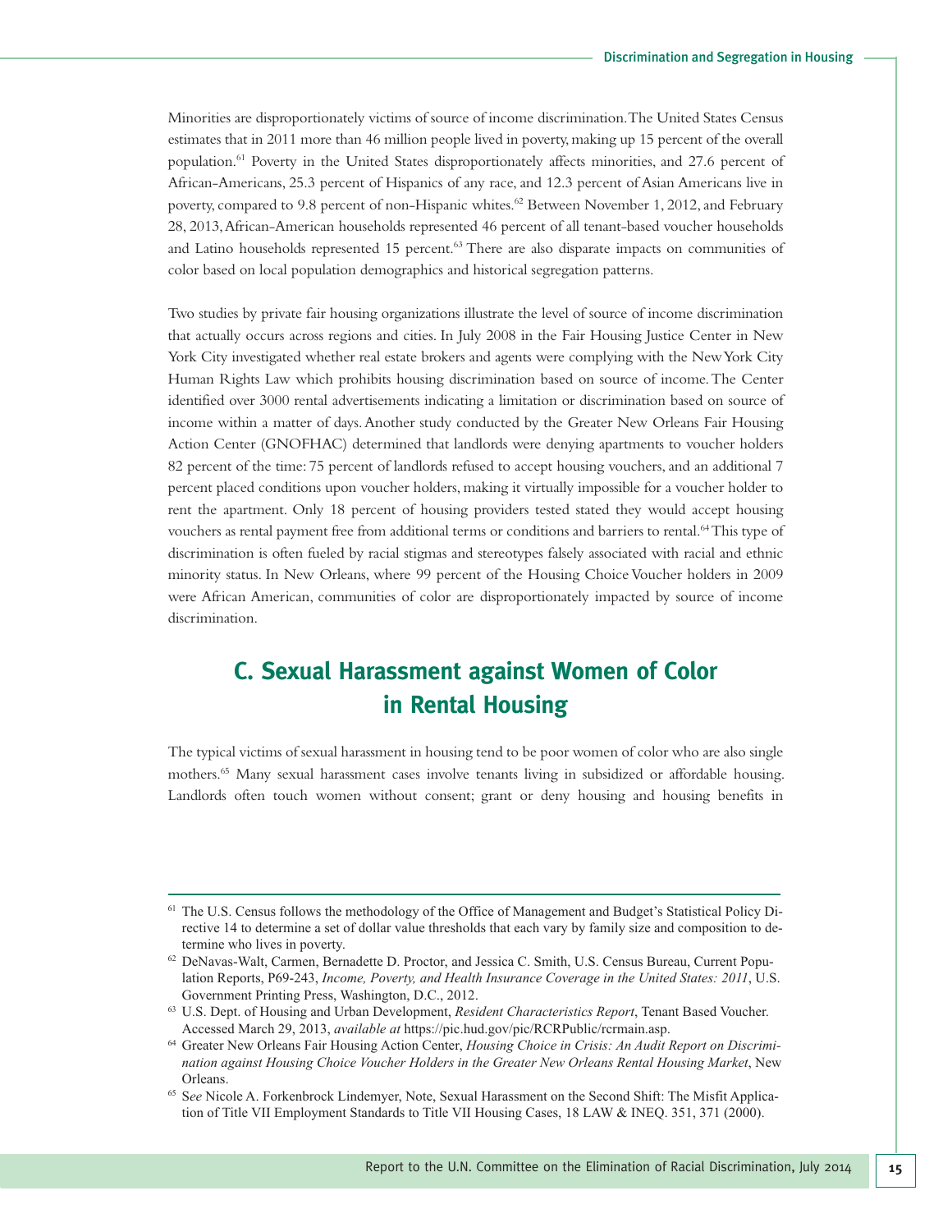Minorities are disproportionately victims of source of income discrimination. The United States Census estimates that in 2011 more than 46 million people lived in poverty, making up 15 percent of the overall population.[61] Poverty in the United States disproportionately affects minorities, and 27.6 percent of African-Americans, 25.3 percent of Hispanics of any race, and 12.3 percent of Asian Americans live in poverty, compared to 9.8 percent of non-Hispanic whites.[62] Between November 1, 2012, and February 28, 2013, African-American households represented 46 percent of all tenant-based voucher households and Latino households represented 15 percent.[63] There are also disparate impacts on communities of color based on local population demographics and historical segregation patterns.

Two studies by private fair housing organizations illustrate the level of source of income discrimination that actually occurs across regions and cities. In July 2008 in the Fair Housing Justice Center in New York City investigated whether real estate brokers and agents were complying with the New York City Human Rights Law which prohibits housing discrimination based on source of income. The Center identified over 3000 rental advertisements indicating a limitation or discrimination based on source of income within a matter of days. Another study conducted by the Greater New Orleans Fair Housing Action Center (GNOFHAC) determined that landlords were denying apartments to voucher holders 82 percent of the time: 75 percent of landlords refused to accept housing vouchers, and an additional 7 percent placed conditions upon voucher holders, making it virtually impossible for a voucher holder to rent the apartment. Only 18 percent of housing providers tested stated they would accept housing vouchers as rental payment free from additional terms or conditions and barriers to rental.[64] This type of discrimination is often fueled by racial stigmas and stereotypes falsely associated with racial and ethnic minority status. In New Orleans, where 99 percent of the Housing Choice Voucher holders in 2009 were African American, communities of color are disproportionately impacted by source of income discrimination.

## C. Sexual Harassment against Women of Color in Rental Housing

The typical victims of sexual harassment in housing tend to be poor women of color who are also single mothers.[65] Many sexual harassment cases involve tenants living in subsidized or affordable housing. Landlords often touch women without consent; grant or deny housing and housing benefits in

---

[61] The U.S. Census follows the methodology of the Office of Management and Budget's Statistical Policy Directive 14 to determine a set of dollar value thresholds that each vary by family size and composition to determine who lives in poverty.

[62] DeNavas-Walt, Carmen, Bernadette D. Proctor, and Jessica C. Smith, U.S. Census Bureau, Current Population Reports, P69-243, *Income, Poverty, and Health Insurance Coverage in the United States: 2011*, U.S. Government Printing Press, Washington, D.C., 2012.

[63] U.S. Dept. of Housing and Urban Development, *Resident Characteristics Report*, Tenant Based Voucher. Accessed March 29, 2013, *available at* https://pic.hud.gov/pic/RCRPublic/rcrmain.asp.

[64] Greater New Orleans Fair Housing Action Center, *Housing Choice in Crisis: An Audit Report on Discrimination against Housing Choice Voucher Holders in the Greater New Orleans Rental Housing Market*, New Orleans.

[65] S*ee* Nicole A. Forkenbrock Lindemyer, Note, Sexual Harassment on the Second Shift: The Misfit Application of Title VII Employment Standards to Title VII Housing Cases, 18 LAW & INEQ. 351, 371 (2000).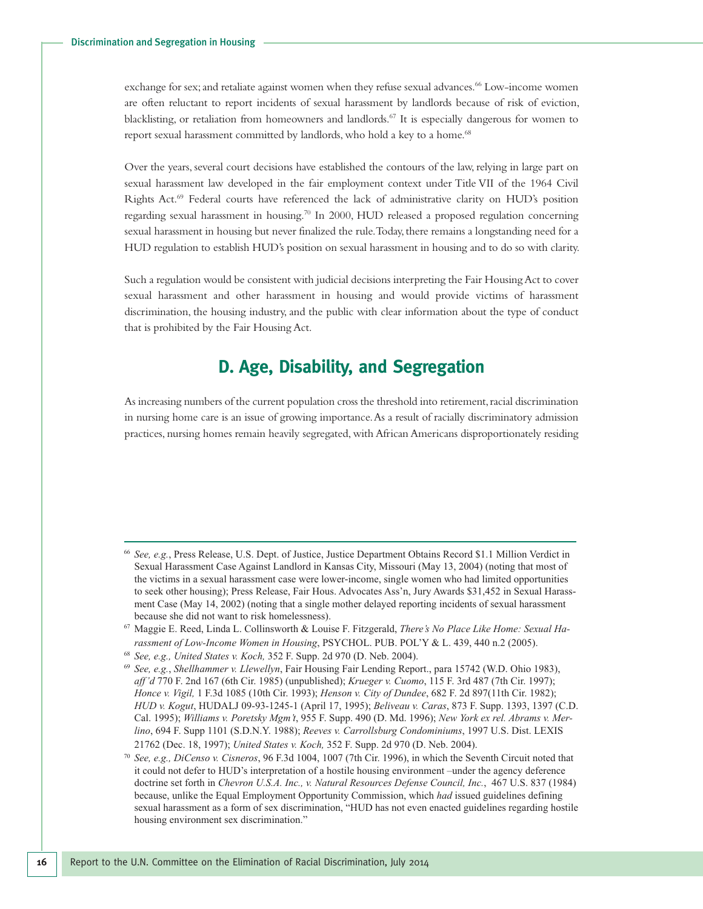exchange for sex; and retaliate against women when they refuse sexual advances.[66] Low-income women are often reluctant to report incidents of sexual harassment by landlords because of risk of eviction, blacklisting, or retaliation from homeowners and landlords.[67] It is especially dangerous for women to report sexual harassment committed by landlords, who hold a key to a home.[68]

Over the years, several court decisions have established the contours of the law, relying in large part on sexual harassment law developed in the fair employment context under Title VII of the 1964 Civil Rights Act.[69] Federal courts have referenced the lack of administrative clarity on HUD's position regarding sexual harassment in housing.[70] In 2000, HUD released a proposed regulation concerning sexual harassment in housing but never finalized the rule. Today, there remains a longstanding need for a HUD regulation to establish HUD's position on sexual harassment in housing and to do so with clarity.

Such a regulation would be consistent with judicial decisions interpreting the Fair Housing Act to cover sexual harassment and other harassment in housing and would provide victims of harassment discrimination, the housing industry, and the public with clear information about the type of conduct that is prohibited by the Fair Housing Act.

## D. Age, Disability, and Segregation

As increasing numbers of the current population cross the threshold into retirement, racial discrimination in nursing home care is an issue of growing importance. As a result of racially discriminatory admission practices, nursing homes remain heavily segregated, with African Americans disproportionately residing

---

[66] *See, e.g.*, Press Release, U.S. Dept. of Justice, Justice Department Obtains Record $1.1 Million Verdict in Sexual Harassment Case Against Landlord in Kansas City, Missouri (May 13, 2004) (noting that most of the victims in a sexual harassment case were lower-income, single women who had limited opportunities to seek other housing); Press Release, Fair Hous. Advocates Ass'n, Jury Awards $31,452 in Sexual Harassment Case (May 14, 2002) (noting that a single mother delayed reporting incidents of sexual harassment because she did not want to risk homelessness).

[67] Maggie E. Reed, Linda L. Collinsworth & Louise F. Fitzgerald, *There's No Place Like Home: Sexual Harassment of Low-Income Women in Housing*, PSYCHOL. PUB. POL'Y & L. 439, 440 n.2 (2005).

[68] *See, e.g., United States v. Koch,* 352 F. Supp. 2d 970 (D. Neb. 2004).

[69] *See, e.g.*, *Shellhammer v. Llewellyn*, Fair Housing Fair Lending Report., para 15742 (W.D. Ohio 1983), *aff'd* 770 F. 2nd 167 (6th Cir. 1985) (unpublished); *Krueger v. Cuomo*, 115 F. 3rd 487 (7th Cir. 1997); *Honce v. Vigil,* 1 F.3d 1085 (10th Cir. 1993); *Henson v. City of Dundee*, 682 F. 2d 897(11th Cir. 1982); *HUD v. Kogut*, HUDALJ 09-93-1245-1 (April 17, 1995); *Beliveau v. Caras*, 873 F. Supp. 1393, 1397 (C.D. Cal. 1995); *Williams v. Poretsky Mgm't*, 955 F. Supp. 490 (D. Md. 1996); *New York ex rel. Abrams v. Merlino*, 694 F. Supp 1101 (S.D.N.Y. 1988); *Reeves v. Carrollsburg Condominiums*, 1997 U.S. Dist. LEXIS 21762 (Dec. 18, 1997); *United States v. Koch,* 352 F. Supp. 2d 970 (D. Neb. 2004).

[70] *See, e.g., DiCenso v. Cisneros*, 96 F.3d 1004, 1007 (7th Cir. 1996), in which the Seventh Circuit noted that it could not defer to HUD's interpretation of a hostile housing environment –under the agency deference doctrine set forth in *Chevron U.S.A. Inc., v. Natural Resources Defense Council, Inc.*, 467 U.S. 837 (1984) because, unlike the Equal Employment Opportunity Commission, which *had* issued guidelines defining sexual harassment as a form of sex discrimination, "HUD has not even enacted guidelines regarding hostile housing environment sex discrimination."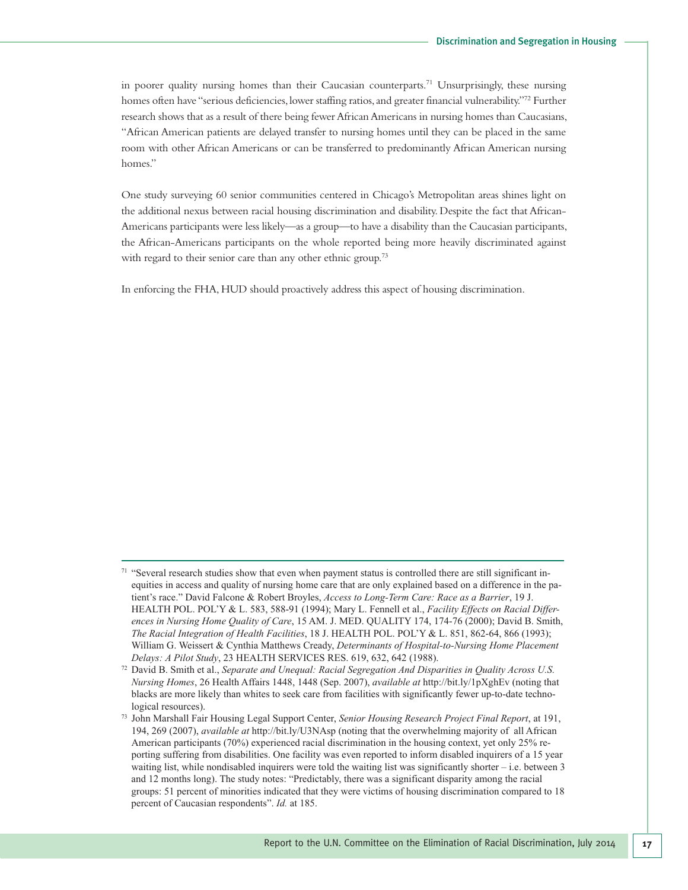in poorer quality nursing homes than their Caucasian counterparts.[71] Unsurprisingly, these nursing homes often have "serious deficiencies, lower staffing ratios, and greater financial vulnerability."[72] Further research shows that as a result of there being fewer African Americans in nursing homes than Caucasians, "African American patients are delayed transfer to nursing homes until they can be placed in the same room with other African Americans or can be transferred to predominantly African American nursing homes."

One study surveying 60 senior communities centered in Chicago's Metropolitan areas shines light on the additional nexus between racial housing discrimination and disability. Despite the fact that African-Americans participants were less likely—as a group—to have a disability than the Caucasian participants, the African-Americans participants on the whole reported being more heavily discriminated against with regard to their senior care than any other ethnic group.[73]

In enforcing the FHA, HUD should proactively address this aspect of housing discrimination.

---

[71] "Several research studies show that even when payment status is controlled there are still significant inequities in access and quality of nursing home care that are only explained based on a difference in the patient's race." David Falcone & Robert Broyles, *Access to Long-Term Care: Race as a Barrier*, 19 J. HEALTH POL. POL'Y & L. 583, 588-91 (1994); Mary L. Fennell et al., *Facility Effects on Racial Differences in Nursing Home Quality of Care*, 15 AM. J. MED. QUALITY 174, 174-76 (2000); David B. Smith, *The Racial Integration of Health Facilities*, 18 J. HEALTH POL. POL'Y & L. 851, 862-64, 866 (1993); William G. Weissert & Cynthia Matthews Cready, *Determinants of Hospital-to-Nursing Home Placement Delays: A Pilot Study*, 23 HEALTH SERVICES RES. 619, 632, 642 (1988).

[72] David B. Smith et al., *Separate and Unequal: Racial Segregation And Disparities in Quality Across U.S. Nursing Homes*, 26 Health Affairs 1448, 1448 (Sep. 2007), *available at* http://bit.ly/1pXghEv (noting that blacks are more likely than whites to seek care from facilities with significantly fewer up-to-date technological resources).

[73] John Marshall Fair Housing Legal Support Center, *Senior Housing Research Project Final Report*, at 191, 194, 269 (2007), *available at* http://bit.ly/U3NAsp (noting that the overwhelming majority of all African American participants (70%) experienced racial discrimination in the housing context, yet only 25% reporting suffering from disabilities. One facility was even reported to inform disabled inquirers of a 15 year waiting list, while nondisabled inquirers were told the waiting list was significantly shorter – i.e. between 3 and 12 months long). The study notes: "Predictably, there was a significant disparity among the racial groups: 51 percent of minorities indicated that they were victims of housing discrimination compared to 18 percent of Caucasian respondents". *Id.* at 185.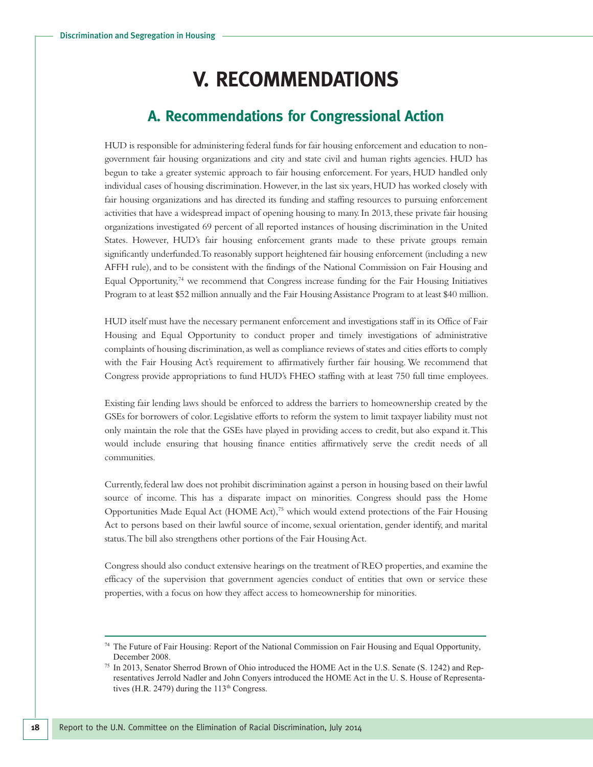# V. RECOMMENDATIONS

## A. Recommendations for Congressional Action

HUD is responsible for administering federal funds for fair housing enforcement and education to non-government fair housing organizations and city and state civil and human rights agencies. HUD has begun to take a greater systemic approach to fair housing enforcement. For years, HUD handled only individual cases of housing discrimination. However, in the last six years, HUD has worked closely with fair housing organizations and has directed its funding and staffing resources to pursuing enforcement activities that have a widespread impact of opening housing to many. In 2013, these private fair housing organizations investigated 69 percent of all reported instances of housing discrimination in the United States. However, HUD's fair housing enforcement grants made to these private groups remain significantly underfunded. To reasonably support heightened fair housing enforcement (including a new AFFH rule), and to be consistent with the findings of the National Commission on Fair Housing and Equal Opportunity,[74] we recommend that Congress increase funding for the Fair Housing Initiatives Program to at least $52 million annually and the Fair Housing Assistance Program to at least $40 million.

HUD itself must have the necessary permanent enforcement and investigations staff in its Office of Fair Housing and Equal Opportunity to conduct proper and timely investigations of administrative complaints of housing discrimination, as well as compliance reviews of states and cities efforts to comply with the Fair Housing Act's requirement to affirmatively further fair housing. We recommend that Congress provide appropriations to fund HUD's FHEO staffing with at least 750 full time employees.

Existing fair lending laws should be enforced to address the barriers to homeownership created by the GSEs for borrowers of color. Legislative efforts to reform the system to limit taxpayer liability must not only maintain the role that the GSEs have played in providing access to credit, but also expand it. This would include ensuring that housing finance entities affirmatively serve the credit needs of all communities.

Currently, federal law does not prohibit discrimination against a person in housing based on their lawful source of income. This has a disparate impact on minorities. Congress should pass the Home Opportunities Made Equal Act (HOME Act),[75] which would extend protections of the Fair Housing Act to persons based on their lawful source of income, sexual orientation, gender identify, and marital status. The bill also strengthens other portions of the Fair Housing Act.

Congress should also conduct extensive hearings on the treatment of REO properties, and examine the efficacy of the supervision that government agencies conduct of entities that own or service these properties, with a focus on how they affect access to homeownership for minorities.

---

[74] The Future of Fair Housing: Report of the National Commission on Fair Housing and Equal Opportunity, December 2008.

[75] In 2013, Senator Sherrod Brown of Ohio introduced the HOME Act in the U.S. Senate (S. 1242) and Representatives Jerrold Nadler and John Conyers introduced the HOME Act in the U. S. House of Representatives (H.R. 2479) during the 113th Congress.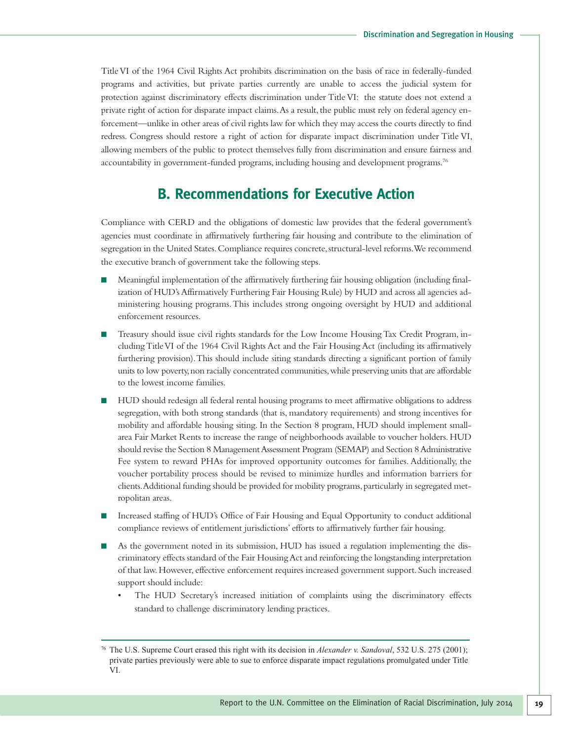Title VI of the 1964 Civil Rights Act prohibits discrimination on the basis of race in federally-funded programs and activities, but private parties currently are unable to access the judicial system for protection against discriminatory effects discrimination under Title VI: the statute does not extend a private right of action for disparate impact claims. As a result, the public must rely on federal agency enforcement—unlike in other areas of civil rights law for which they may access the courts directly to find redress. Congress should restore a right of action for disparate impact discrimination under Title VI, allowing members of the public to protect themselves fully from discrimination and ensure fairness and accountability in government-funded programs, including housing and development programs.[76]

## B. Recommendations for Executive Action

Compliance with CERD and the obligations of domestic law provides that the federal government's agencies must coordinate in affirmatively furthering fair housing and contribute to the elimination of segregation in the United States. Compliance requires concrete, structural-level reforms. We recommend the executive branch of government take the following steps.

- Meaningful implementation of the affirmatively furthering fair housing obligation (including finalization of HUD's Affirmatively Furthering Fair Housing Rule) by HUD and across all agencies administering housing programs. This includes strong ongoing oversight by HUD and additional enforcement resources.
- Treasury should issue civil rights standards for the Low Income Housing Tax Credit Program, including Title VI of the 1964 Civil Rights Act and the Fair Housing Act (including its affirmatively furthering provision). This should include siting standards directing a significant portion of family units to low poverty, non racially concentrated communities, while preserving units that are affordable to the lowest income families.
- HUD should redesign all federal rental housing programs to meet affirmative obligations to address segregation, with both strong standards (that is, mandatory requirements) and strong incentives for mobility and affordable housing siting. In the Section 8 program, HUD should implement small-area Fair Market Rents to increase the range of neighborhoods available to voucher holders. HUD should revise the Section 8 Management Assessment Program (SEMAP) and Section 8 Administrative Fee system to reward PHAs for improved opportunity outcomes for families. Additionally, the voucher portability process should be revised to minimize hurdles and information barriers for clients. Additional funding should be provided for mobility programs, particularly in segregated metropolitan areas.
- Increased staffing of HUD's Office of Fair Housing and Equal Opportunity to conduct additional compliance reviews of entitlement jurisdictions' efforts to affirmatively further fair housing.
- As the government noted in its submission, HUD has issued a regulation implementing the discriminatory effects standard of the Fair Housing Act and reinforcing the longstanding interpretation of that law. However, effective enforcement requires increased government support. Such increased support should include:
  - The HUD Secretary's increased initiation of complaints using the discriminatory effects standard to challenge discriminatory lending practices.

---

[76] The U.S. Supreme Court erased this right with its decision in *Alexander v. Sandoval*, 532 U.S. 275 (2001); private parties previously were able to sue to enforce disparate impact regulations promulgated under Title VI.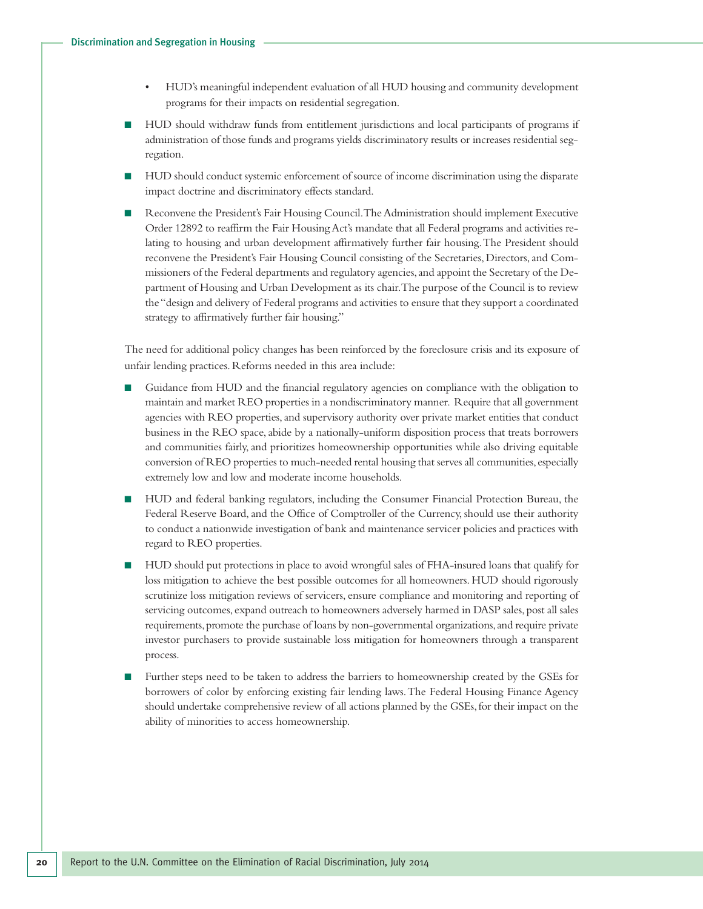- HUD's meaningful independent evaluation of all HUD housing and community development programs for their impacts on residential segregation.

- HUD should withdraw funds from entitlement jurisdictions and local participants of programs if administration of those funds and programs yields discriminatory results or increases residential segregation.

- HUD should conduct systemic enforcement of source of income discrimination using the disparate impact doctrine and discriminatory effects standard.

- Reconvene the President's Fair Housing Council. The Administration should implement Executive Order 12892 to reaffirm the Fair Housing Act's mandate that all Federal programs and activities relating to housing and urban development affirmatively further fair housing. The President should reconvene the President's Fair Housing Council consisting of the Secretaries, Directors, and Commissioners of the Federal departments and regulatory agencies, and appoint the Secretary of the Department of Housing and Urban Development as its chair. The purpose of the Council is to review the "design and delivery of Federal programs and activities to ensure that they support a coordinated strategy to affirmatively further fair housing."

The need for additional policy changes has been reinforced by the foreclosure crisis and its exposure of unfair lending practices. Reforms needed in this area include:

- Guidance from HUD and the financial regulatory agencies on compliance with the obligation to maintain and market REO properties in a nondiscriminatory manner. Require that all government agencies with REO properties, and supervisory authority over private market entities that conduct business in the REO space, abide by a nationally-uniform disposition process that treats borrowers and communities fairly, and prioritizes homeownership opportunities while also driving equitable conversion of REO properties to much-needed rental housing that serves all communities, especially extremely low and low and moderate income households.

- HUD and federal banking regulators, including the Consumer Financial Protection Bureau, the Federal Reserve Board, and the Office of Comptroller of the Currency, should use their authority to conduct a nationwide investigation of bank and maintenance servicer policies and practices with regard to REO properties.

- HUD should put protections in place to avoid wrongful sales of FHA-insured loans that qualify for loss mitigation to achieve the best possible outcomes for all homeowners. HUD should rigorously scrutinize loss mitigation reviews of servicers, ensure compliance and monitoring and reporting of servicing outcomes, expand outreach to homeowners adversely harmed in DASP sales, post all sales requirements, promote the purchase of loans by non-governmental organizations, and require private investor purchasers to provide sustainable loss mitigation for homeowners through a transparent process.

- Further steps need to be taken to address the barriers to homeownership created by the GSEs for borrowers of color by enforcing existing fair lending laws. The Federal Housing Finance Agency should undertake comprehensive review of all actions planned by the GSEs, for their impact on the ability of minorities to access homeownership.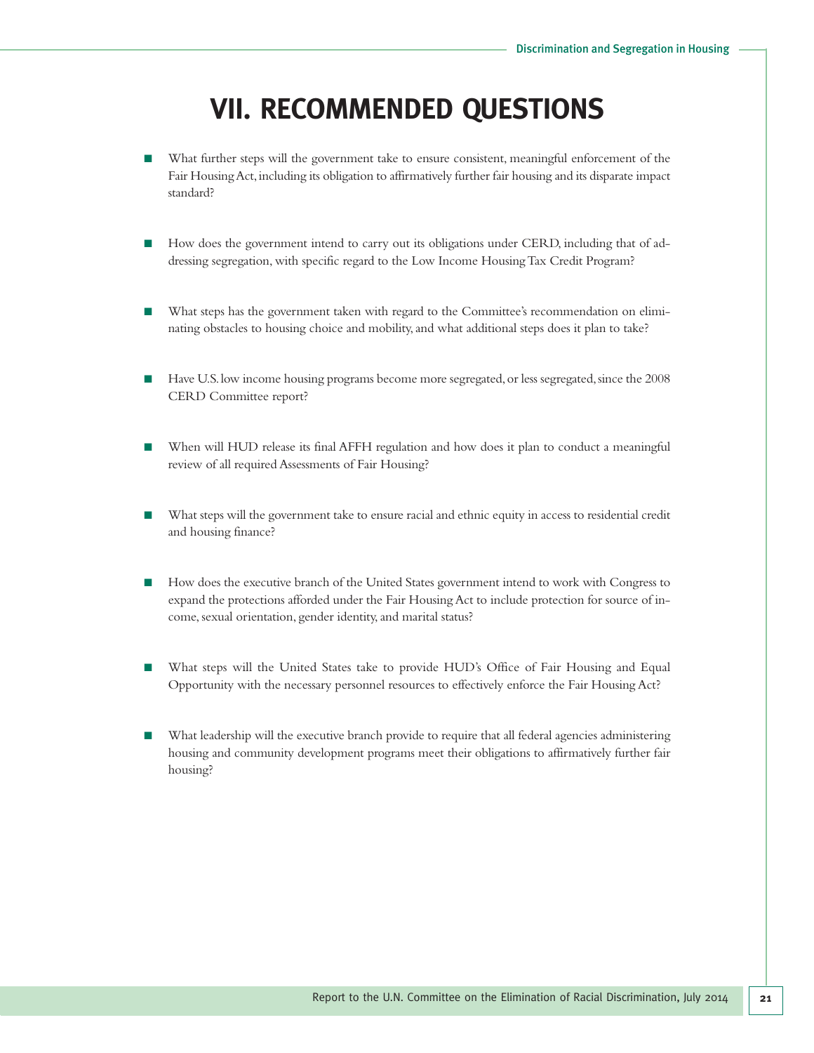# VII. RECOMMENDED QUESTIONS

- What further steps will the government take to ensure consistent, meaningful enforcement of the Fair Housing Act, including its obligation to affirmatively further fair housing and its disparate impact standard?

- How does the government intend to carry out its obligations under CERD, including that of addressing segregation, with specific regard to the Low Income Housing Tax Credit Program?

- What steps has the government taken with regard to the Committee's recommendation on eliminating obstacles to housing choice and mobility, and what additional steps does it plan to take?

- Have U.S. low income housing programs become more segregated, or less segregated, since the 2008 CERD Committee report?

- When will HUD release its final AFFH regulation and how does it plan to conduct a meaningful review of all required Assessments of Fair Housing?

- What steps will the government take to ensure racial and ethnic equity in access to residential credit and housing finance?

- How does the executive branch of the United States government intend to work with Congress to expand the protections afforded under the Fair Housing Act to include protection for source of income, sexual orientation, gender identity, and marital status?

- What steps will the United States take to provide HUD's Office of Fair Housing and Equal Opportunity with the necessary personnel resources to effectively enforce the Fair Housing Act?

- What leadership will the executive branch provide to require that all federal agencies administering housing and community development programs meet their obligations to affirmatively further fair housing?